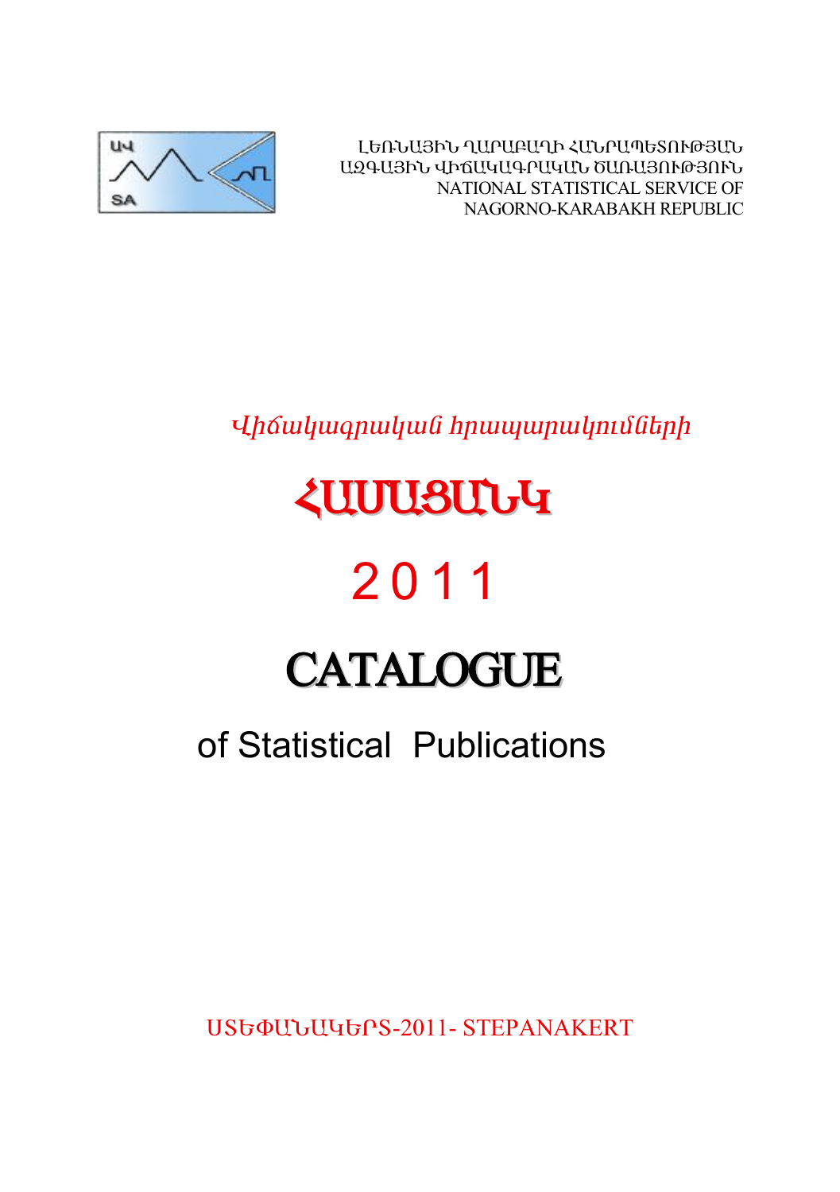ԼԵՌՆԱՅԻՆ ՂԱՐԱԲԱՂԻ ՀԱՆՐԱՊԵՏՈՒԹՅԱՆ
ԱԶԳԱՅԻՆ ՎԻՃԱԿԱԳՐԱԿԱՆ ԾԱՌԱՅՈՒԹՅՈՒՆ
NATIONAL STATISTICAL SERVICE OF
NAGORNO-KARABAKH REPUBLIC

*Վիճակագրական հրապարակումների*

# ՀԱՄԱՑԱՆԿ

# 2011

# CATALOGUE

## of Statistical Publications

ՍՏԵՓԱՆԱԿԵՐՏ-2011- STEPANAKERT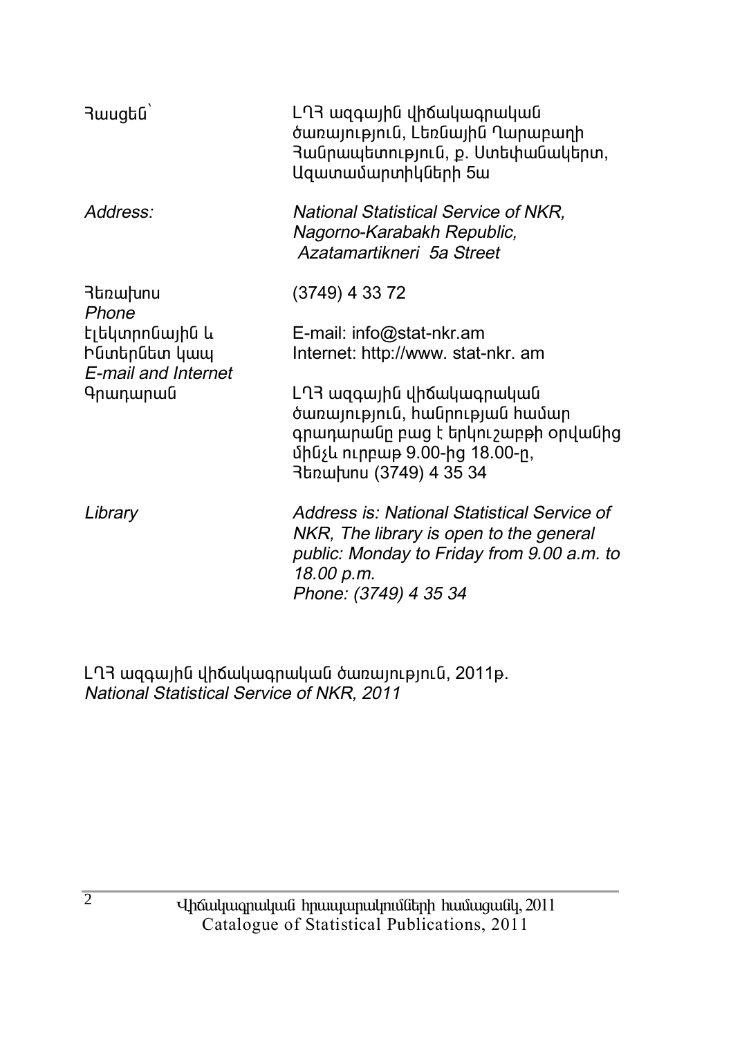| | |
|---|---|
| Հասցեն՝ | ԼՂՀ ազգային վիճակագրական ծառայություն, Լեռնային Ղարաբաղի Հանրապետություն, ք. Ստեփանակերտ, Ազատամարտիկների 5ա |
| *Address:* | *National Statistical Service of NKR, Nagorno-Karabakh Republic, Azatamartikneri 5a Street* |
| Հեռախոս *Phone* | (3749) 4 33 72 |
| Էլեկտրոնային և Ինտերնետ կապ *E-mail and Internet* | E-mail: info@stat-nkr.am Internet: http://www. stat-nkr. am |
| Գրադարան | ԼՂՀ ազգային վիճակագրական ծառայություն, հանրության համար գրադարանը բաց է երկուշաբթի օրվանից մինչև ուրբաթ 9.00-ից 18.00-ը, Հեռախոս (3749) 4 35 34 |
| *Library* | *Address is: National Statistical Service of NKR, The library is open to the general public: Monday to Friday from 9.00 a.m. to 18.00 p.m. Phone: (3749) 4 35 34* |

ԼՂՀ ազգային վիճակագրական ծառայություն, 2011թ.
*National Statistical Service of NKR, 2011*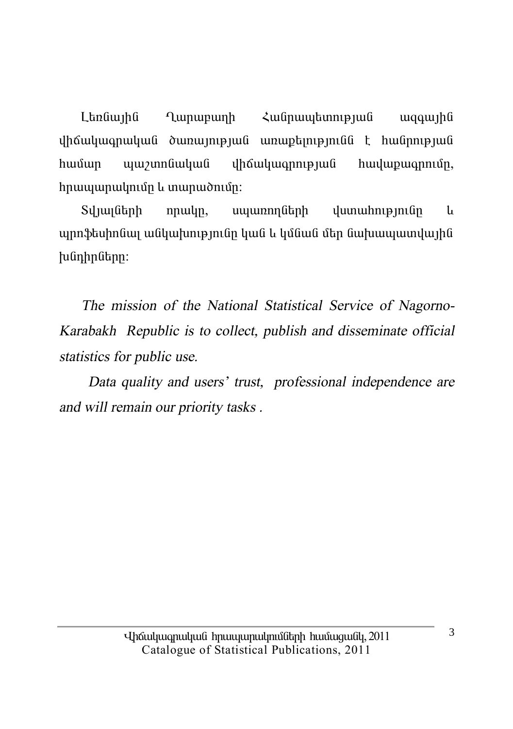Լեռնային Ղարաբաղի Հանրապետության ազգային վիճակագրական ծառայության առաքելությունն է հանրության համար պաշտոնական վիճակագրության հավաքագրումը, հրապարակումը և տարածումը:

Տվյալների որակը, սպառողների վստահությունը և պրոֆեսիոնալ անկախությունը կան և կմնան մեր նախապատվային խնդիրները:

*The mission of the National Statistical Service of Nagorno-Karabakh Republic is to collect, publish and disseminate official statistics for public use.*

*Data quality and users' trust, professional independence are and will remain our priority tasks .*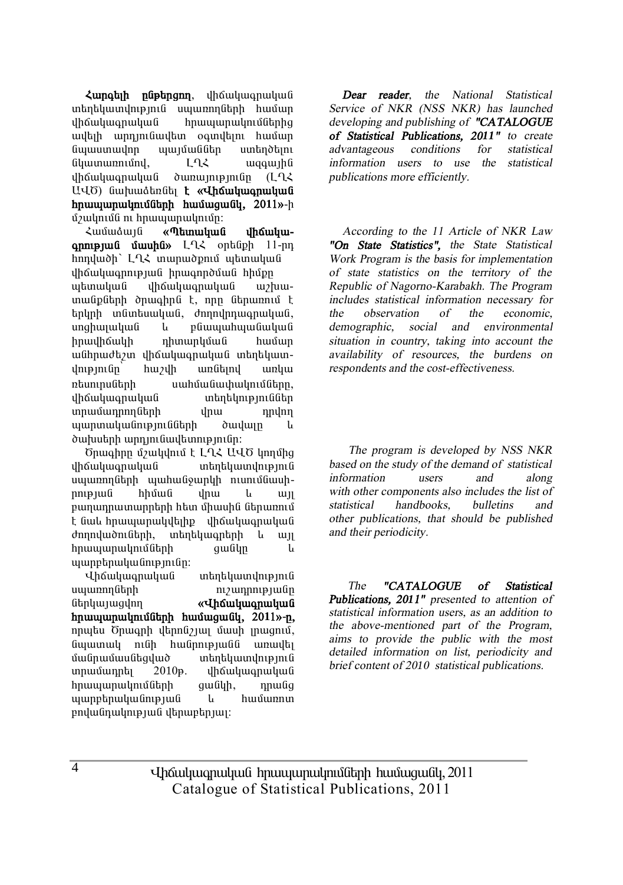**Հարգելի ընթերցող**, վիճակագրական տեղեկատվություն սպառողների համար վիճակագրական հրապարակումներից ավելի արդյունավետ օգտվելու համար նպաստավոր պայմաններ ստեղծելու նկատառումով, ԼՂՀ ազգային վիճակագրական ծառայությունը (ԼՂՀ ԱՎԾ) նախաձեռնել **է «Վիճակագրական հրապարակումների համացանկ, 2011»**-ի մշակումն ու հրապարակումը:

Համաձայն **«Պետական վիճակագրության մասին»** ԼՂՀ օրենքի 11-րդ հոդվածի՝ ԼՂՀ տարածքում պետական վիճակագրության իրագործման հիմքը պետական վիճակագրական աշխատանքների ծրագիրն է, որը ներառում է երկրի տնտեսական, ժողովրդագրական, սոցիալական և բնապահպանական իրավիճակի դիտարկման համար անհրաժեշտ վիճակագրական տեղեկատվությունը հաշվի առնելով առկա ռեսուրսների սահմանափակումները, վիճակագրական տեղեկություններ տրամադրողների վրա դրվող պարտականությունների ծավալը և ծախսերի արդյունավետությունը:

Ծրագիրը մշակվում է ԼՂՀ ԱՎԾ կողմից վիճակագրական տեղեկատվություն սպառողների պահանջարկի ուսումնասիրության հիման վրա և այլ բաղադրատարրերի հետ միասին ներառում է նաև հրապարակվելիք վիճակագրական ժողովածուների, տեղեկագրերի և այլ հրապարակումների ցանկը և պարբերականությունը:

Վիճակագրական տեղեկատվություն սպառողների ուշադրությանը ներկայացվող **«Վիճակագրական հրապարակումների համացանկ, 2011»-ը,** որպես Ծրագրի վերոնշյալ մասի լրացում, նպատակ ունի հանրությանն առավել մանրամասնեցված տեղեկատվություն տրամադրել 2010թ. վիճակագրական հրապարակումների ցանկի, դրանց պարբերականության և համառոտ բովանդակության վերաբերյալ:

***Dear reader***, *the National Statistical Service of NKR (NSS NKR) has launched developing and publishing of* ***"CATALOGUE of Statistical Publications, 2011"*** *to create advantageous conditions for statistical information users to use the statistical publications more efficiently.*

*According to the 11 Article of NKR Law* ***"On State Statistics"***, *the State Statistical Work Program is the basis for implementation of state statistics on the territory of the Republic of Nagorno-Karabakh. The Program includes statistical information necessary for the observation of the economic, demographic, social and environmental situation in country, taking into account the availability of resources, the burdens on respondents and the cost-effectiveness.*

*The program is developed by NSS NKR based on the study of the demand of statistical information users and along with other components also includes the list of statistical handbooks, bulletins and other publications, that should be published and their periodicity.*

*The* ***"CATALOGUE of Statistical Publications, 2011"*** *presented to attention of statistical information users, as an addition to the above-mentioned part of the Program, aims to provide the public with the most detailed information on list, periodicity and brief content of 2010 statistical publications.*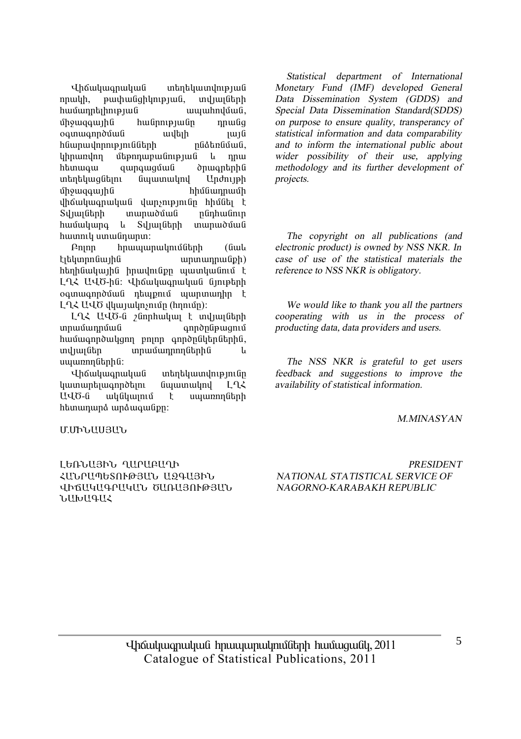Վիճակագրական տեղեկատվության որակի, թափանցիկության, տվյալների համադրելիության ապահովման, միջազգային հանրությանը դրանց օգտագործման ավելի լայն հնարավորությունների ընձեռման, կիրառվող մեթոդաբանության և դրա հետագա զարգացման ծրագրերին տեղեկացնելու նպատակով Արժույթի միջազգային հիմնադրամի վիճակագրական վարչությունը հիմնել է Տվյալների տարածման ընդհանուր համակարգ և Տվյալների տարածման հատուկ ստանդարտ:

Բոլոր հրապարակումների (նաև էլեկտրոնային արտադրանքի) հեղինակային իրավունքը պատկանում է ԼՂՀ ԱՎԾ-ին: Վիճակագրական նյութերի օգտագործման դեպքում պարտադիր է ԼՂՀ ԱՎԾ վկայակոչումը (հղումը):

ԼՂՀ ԱՎԾ-ն շնորհակալ է տվյալների տրամադրման գործընթացում համագործակցող բոլոր գործընկերներին, տվյալներ տրամադրողներին և սպառողներին:

Վիճակագրական տեղեկատվությունը կատարելագործելու նպատակով ԼՂՀ ԱՎԾ-ն ակնկալում է սպառողների հետադարձ արձագանքը:

Մ.ՄԻՆԱՍՅԱՆ

ԼԵՌՆԱՅԻՆ ՂԱՐԱԲԱՂԻ ՀԱՆՐԱՊԵՏՈՒԹՅԱՆ ԱԶԳԱՅԻՆ ՎԻՃԱԿԱԳՐԱԿԱՆ ԾԱՌԱՅՈՒԹՅԱՆ ՆԱԽԱԳԱՀ

*Statistical department of International Monetary Fund (IMF) developed General Data Dissemination System (GDDS) and Special Data Dissemination Standard(SDDS) on purpose to ensure quality, transperancy of statistical information and data comparability and to inform the international public about wider possibility of their use, applying methodology and its further development of projects.*

*The copyright on all publications (and electronic product) is owned by NSS NKR. In case of use of the statistical materials the reference to NSS NKR is obligatory.*

*We would like to thank you all the partners cooperating with us in the process of producting data, data providers and users.*

*The NSS NKR is grateful to get users feedback and suggestions to improve the availability of statistical information.*

*M.MINASYAN*

*PRESIDENT*
*NATIONAL STATISTICAL SERVICE OF NAGORNO-KARABAKH REPUBLIC*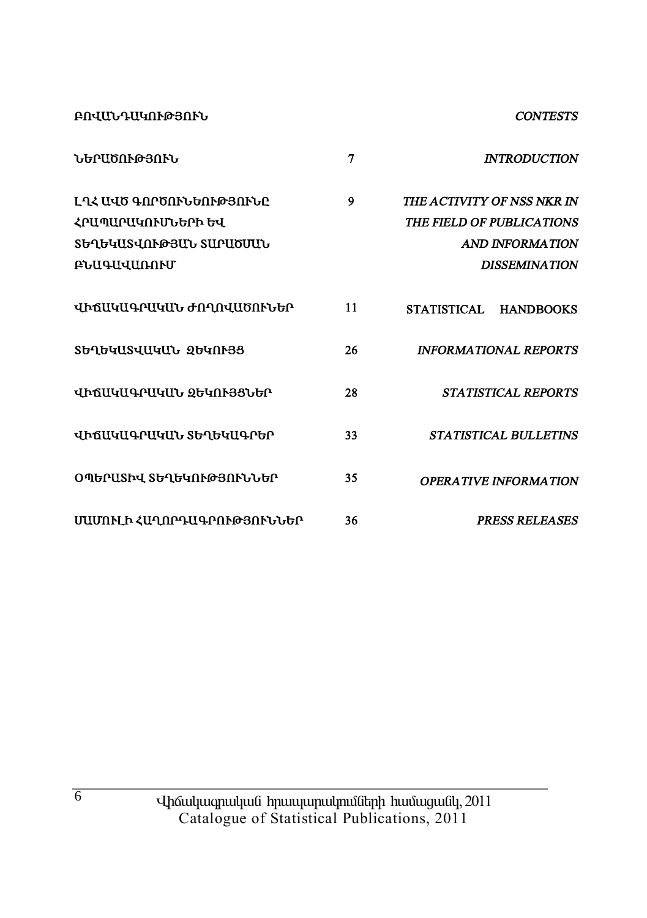| ԲՈՎԱՆԴԱԿՈՒԹՅՈՒՆ | | *CONTESTS* |
|---|---|---|
| ՆԵՐԱԾՈՒԹՅՈՒՆ | 7 | *INTRODUCTION* |
| ԼՂՀ ԱՎԾ ԳՈՐԾՈՒՆԵՈՒԹՅՈՒՆԸ ՀՐԱՊԱՐԱԿՈՒՄՆԵՐԻ ԵՎ ՏԵՂԵԿԱՏՎՈՒԹՅԱՆ ՏԱՐԱԾՄԱՆ ԲՆԱԳԱՎԱՌՈՒՄ | 9 | *THE ACTIVITY OF NSS NKR IN THE FIELD OF PUBLICATIONS AND INFORMATION DISSEMINATION* |
| ՎԻՃԱԿԱԳՐԱԿԱՆ ԺՈՂՈՎԱԾՈՒՆԵՐ | 11 | STATISTICAL HANDBOOKS |
| ՏԵՂԵԿԱՏՎԱԿԱՆ ԶԵԿՈՒՅՑ | 26 | *INFORMATIONAL REPORTS* |
| ՎԻՃԱԿԱԳՐԱԿԱՆ ԶԵԿՈՒՅՑՆԵՐ | 28 | *STATISTICAL REPORTS* |
| ՎԻՃԱԿԱԳՐԱԿԱՆ ՏԵՂԵԿԱԳՐԵՐ | 33 | *STATISTICAL BULLETINS* |
| ՕՊԵՐԱՏԻՎ ՏԵՂԵԿՈՒԹՅՈՒՆՆԵՐ | 35 | *OPERATIVE INFORMATION* |
| ՄԱՄՈՒԼԻ ՀԱՂՈՐԴԱԳՐՈՒԹՅՈՒՆՆԵՐ | 36 | *PRESS RELEASES* |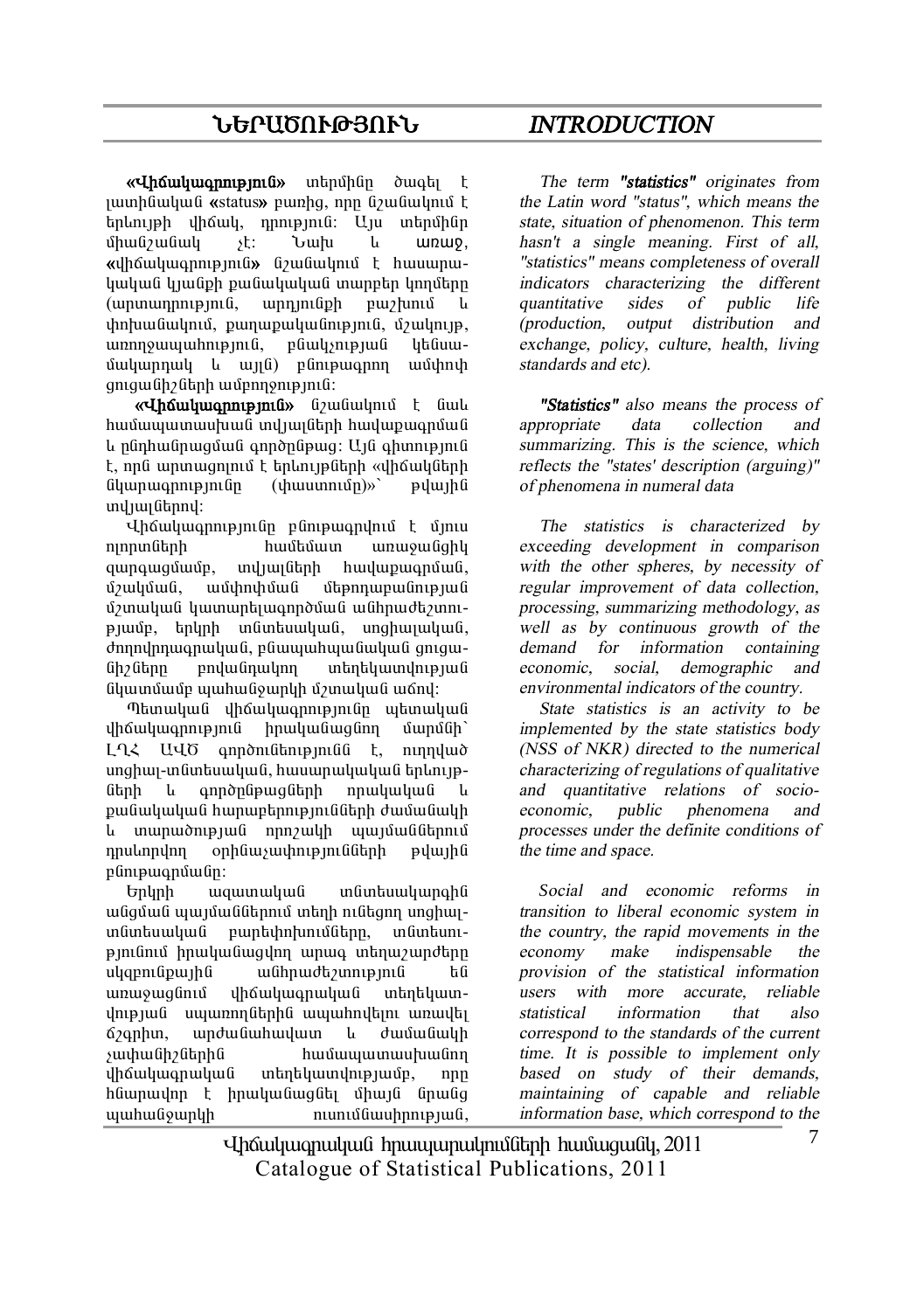# ՆԵՐԱԾՈՒԹՅՈՒՆ

**«Վիճակագրություն»** տերմինը ծագել է լատինական **«status»** բառից, որը նշանակում է երևույթի վիճակ, դրություն: Այս տերմինը միանշանակ չէ: Նախ և առաջ, **«վիճակագրություն»** նշանակում է հասարակական կյանքի քանակական տարբեր կողմերը (արտադրություն, արդյունքի բաշխում և փոխանակում, քաղաքականություն, մշակույթ, առողջապահություն, բնակչության կենսամակարդակ և այլն) բնութագրող ամփոփ ցուցանիշների ամբողջություն:

**«Վիճակագրություն»** նշանակում է նաև համապատասխան տվյալների հավաքագրման և ընդհանրացման գործընթաց: Այն գիտություն է, որն արտացոլում է երևույթների «վիճակների նկարագրությունը (փաստումը)»՝ թվային տվյալներով:

Վիճակագրությունը բնութագրվում է մյուս ոլորտների համեմատ առաջանցիկ զարգացմամբ, տվյալների հավաքագրման, մշակման, ամփոփման մեթոդաբանության մշտական կատարելագործման անհրաժեշտությամբ, երկրի տնտեսական, սոցիալական, ժողովրդագրական, բնապահպանական ցուցանիշները բովանդակող տեղեկատվության նկատմամբ պահանջարկի մշտական աճով:

Պետական վիճակագրությունը պետական վիճակագրություն իրականացնող մարմնի՝ ԼՂՀ ԱՎԾ գործունեությունն է, ուղղված սոցիալ-տնտեսական, հասարակական երևույթների և գործընթացների որակական և քանակական հարաբերությունների ժամանակի և տարածության որոշակի պայմաններում դրսևորվող օրինաչափությունների թվային բնութագրմանը:

Երկրի ազատական տնտեսակարգին անցման պայմաններում տեղի ունեցող սոցիալ-տնտեսական բարեփոխումները, տնտեսությունում իրականացվող արագ տեղաշարժերը սկզբունքային անհրաժեշտություն են առաջացնում վիճակագրական տեղեկատվության սպառողներին ապահովելու առավել ճշգրիտ, արժանահավատ և ժամանակի չափանիշներին համապատասխանող վիճակագրական տեղեկատվությամբ, որը հնարավոր է իրականացնել միայն նրանց պահանջարկի ուսումնասիրության,

# *INTRODUCTION*

*The term* ***"statistics"*** *originates from the Latin word "status", which means the state, situation of phenomenon. This term hasn't a single meaning. First of all, "statistics" means completeness of overall indicators characterizing the different quantitative sides of public life (production, output distribution and exchange, policy, culture, health, living standards and etc).*

***"Statistics"*** *also means the process of appropriate data collection and summarizing. This is the science, which reflects the "states' description (arguing)" of phenomena in numeral data*

*The statistics is characterized by exceeding development in comparison with the other spheres, by necessity of regular improvement of data collection, processing, summarizing methodology, as well as by continuous growth of the demand for information containing economic, social, demographic and environmental indicators of the country.*

*State statistics is an activity to be implemented by the state statistics body (NSS of NKR) directed to the numerical characterizing of regulations of qualitative and quantitative relations of socio-economic, public phenomena and processes under the definite conditions of the time and space.*

*Social and economic reforms in transition to liberal economic system in the country, the rapid movements in the economy make indispensable the provision of the statistical information users with more accurate, reliable statistical information that also correspond to the standards of the current time. It is possible to implement only based on study of their demands, maintaining of capable and reliable information base, which correspond to the*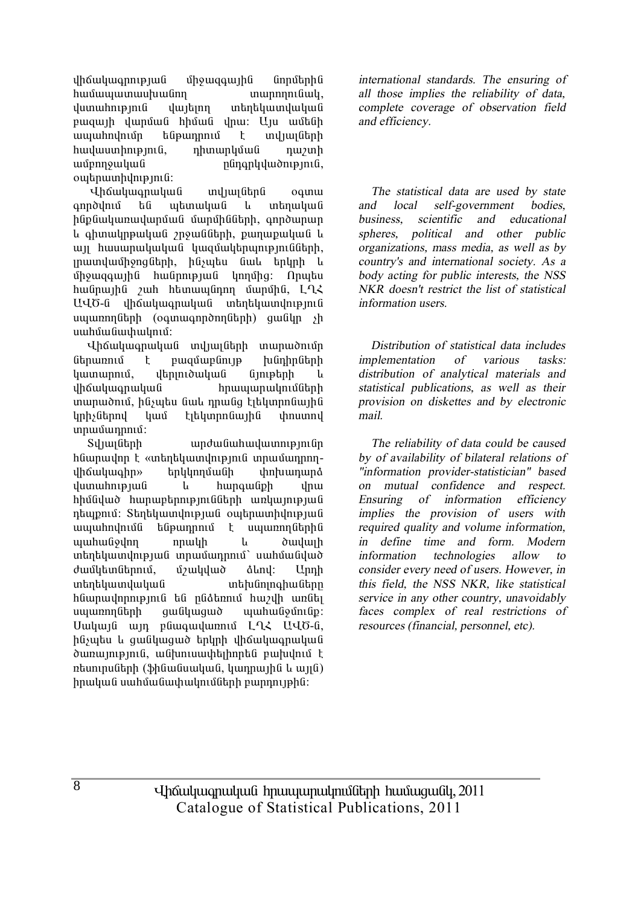վիճակագրության միջազգային նորմերին համապատասխանող տարողունակ, վստահություն վայելող տեղեկատվական բազայի վարման հիման վրա: Այս ամենի ապահովումը ենթադրում է տվյալների հավաստիություն, դիտարկման դաշտի ամբողջական ընդգրկվածություն, օպերատիվություն:

Վիճակագրական տվյալները օգտագործվում են պետական և տեղական ինքնակառավարման մարմինների, գործարար և գիտակրթական շրջանների, քաղաքական և այլ հասարակական կազմակերպությունների, լրատվամիջոցների, ինչպես նաև երկրի և միջազգային հանրության կողմից: Որպես հանրային շահ հետապնդող մարմին, ԼՂՀ ԱՎԾ-ն վիճակագրական տեղեկատվություն սպառողների (օգտագործողների) ցանկը չի սահմանափակում:

Վիճակագրական տվյալների տարածումը ներառում է բազմաբնույթ խնդիրների կատարում, վերլուծական նյութերի և վիճակագրական հրապարակումների տարածում, ինչպես նաև դրանց էլեկտրոնային կրիչներով կամ էլեկտրոնային փոստով տրամադրում:

Տվյալների արժանահավատությունը հնարավոր է «տեղեկատվություն տրամադրող-վիճակագիր» երկկողմանի փոխադարձ վստահության և հարգանքի վրա հիմնված հարաբերությունների առկայության դեպքում: Տեղեկատվության օպերատիվության ապահովումը ենթադրում է սպառողներին պահանջվող որակի և ծավալի տեղեկատվության տրամադրում՝ սահմանված ժամկետներում, մշակված ձևով: Արդի տեղեկատվական տեխնոլոգիաները հնարավորություն են ընձեռում հաշվի առնել սպառողների ցանկացած պահանջմունքը: Սակայն այդ բնագավառում ԼՂՀ ԱՎԾ-ն, ինչպես և ցանկացած երկրի վիճակագրական ծառայություն, անխուսափելիորեն բախվում է ռեսուրսների (ֆինանսական, կադրային և այլն) իրական սահմանափակումների բարդույթին:

*international standards. The ensuring of all those implies the reliability of data, complete coverage of observation field and efficiency.*

*The statistical data are used by state and local self-government bodies, business, scientific and educational spheres, political and other public organizations, mass media, as well as by country's and international society. As a body acting for public interests, the NSS NKR doesn't restrict the list of statistical information users.*

*Distribution of statistical data includes implementation of various tasks: distribution of analytical materials and statistical publications, as well as their provision on diskettes and by electronic mail.*

*The reliability of data could be caused by of availability of bilateral relations of "information provider-statistician" based on mutual confidence and respect. Ensuring of information efficiency implies the provision of users with required quality and volume information, in define time and form. Modern information technologies allow to consider every need of users. However, in this field, the NSS NKR, like statistical service in any other country, unavoidably faces complex of real restrictions of resources (financial, personnel, etc).*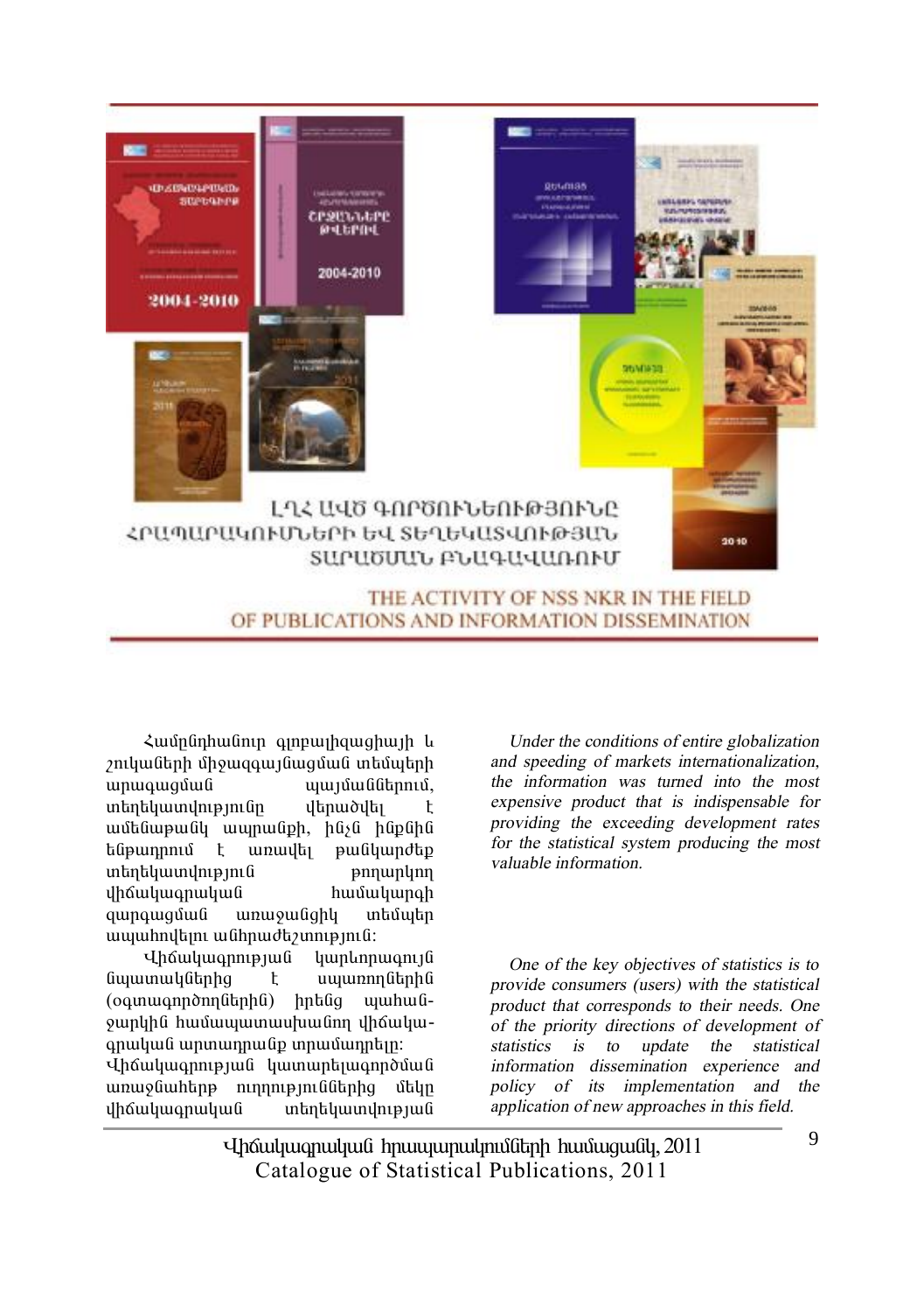## ԼՂՀ ԱՎԾ ԳՈՐԾՈՒՆԵՈՒԹՅՈՒՆԸ ՀՐԱՊԱՐԱԿՈՒՄՆԵՐԻ ԵՎ ՏԵՂԵԿԱՏՎՈՒԹՅԱՆ ՏԱՐԱԾՄԱՆ ԲՆԱԳԱՎԱՌՈՒՄ

## THE ACTIVITY OF NSS NKR IN THE FIELD OF PUBLICATIONS AND INFORMATION DISSEMINATION

Համընդհանուր գլոբալիզացիայի և շուկաների միջազգայնացման տեմպերի արագացման պայմաններում, տեղեկատվությունը վերածվել է ամենաթանկ ապրանքի, ինչն իրենից ենթադրում է առավել թանկարժեք տեղեկատվություն թողարկող վիճակագրական համակարգի զարգացման առաջանցիկ տեմպեր ապահովելու անհրաժեշտություն:

Վիճակագրության կարևորագույն նպատակներից է սպառողներին (օգտագործողներին) իրենց պահանջարկին համապատասխանող վիճակագրական արտադրանք տրամադրելը: Վիճակագրության կատարելագործման առաջնահերթ ուղղություններից մեկը վիճակագրական տեղեկատվության

*Under the conditions of entire globalization and speeding of markets internationalization, the information was turned into the most expensive product that is indispensable for providing the exceeding development rates for the statistical system producing the most valuable information.*

*One of the key objectives of statistics is to provide consumers (users) with the statistical product that corresponds to their needs. One of the priority directions of development of statistics is to update the statistical information dissemination experience and policy of its implementation and the application of new approaches in this field.*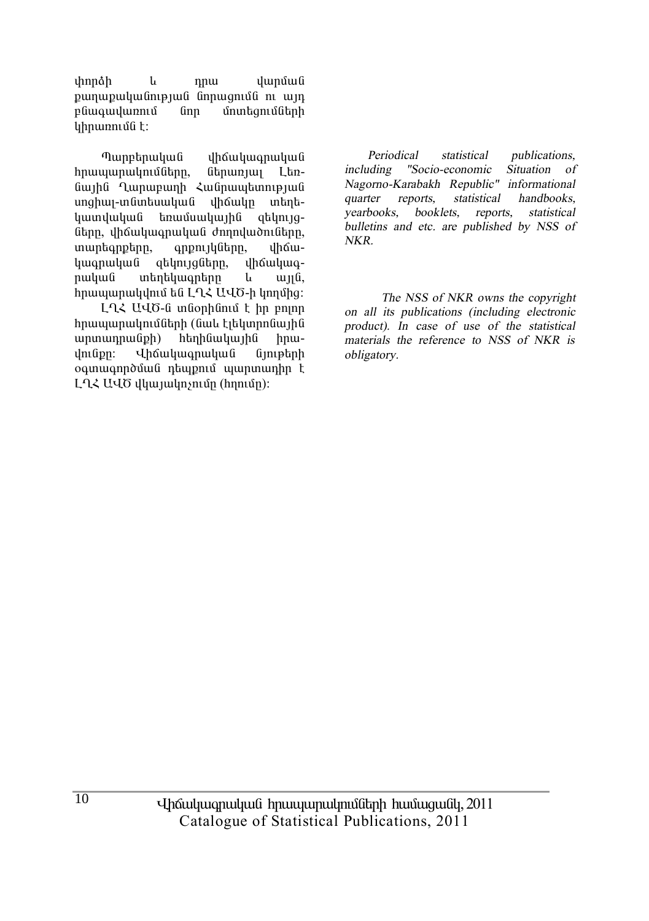փորձի և դրա վարման քաղաքականության նորացումն ու այդ բնագավառում նոր մոտեցումների կիրառումն է:

Պարբերական վիճակագրական հրապարակումները, ներառյալ Լեռնային Ղարաբաղի Հանրապետության սոցիալ-տնտեսական վիճակը տեղեկատվական եռամսակային զեկույցները, վիճակագրական ժողովածուները, տարեգրքերը, գրքույկները, վիճակագրական զեկույցները, վիճակագրական տեղեկագրերը և այլն, հրապարակվում են ԼՂՀ ԱՎԾ-ի կողմից:

ԼՂՀ ԱՎԾ-ն տնօրինում է իր բոլոր հրապարակումների (նաև էլեկտրոնային արտադրանքի) հեղինակային իրավունքը: Վիճակագրական նյութերի օգտագործման դեպքում պարտադիր է ԼՂՀ ԱՎԾ վկայակոչումը (հղումը):

*Periodical statistical publications, including "Socio-economic Situation of Nagorno-Karabakh Republic" informational quarter reports, statistical handbooks, yearbooks, booklets, reports, statistical bulletins and etc. are published by NSS of NKR.*

*The NSS of NKR owns the copyright on all its publications (including electronic product). In case of use of the statistical materials the reference to NSS of NKR is obligatory.*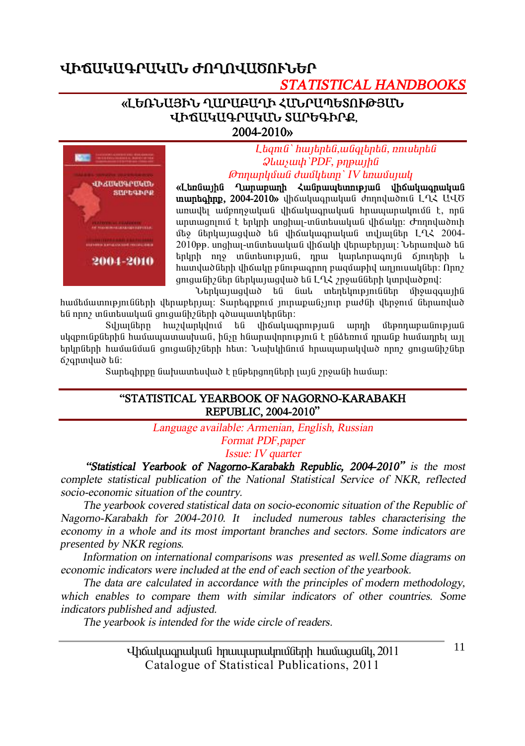# ՎԻՃԱԿԱԳՐԱԿԱՆ ԺՈՂՈՎԱԾՈՒՆԵՐ

*STATISTICAL HANDBOOKS*

## «ԼԵՌՆԱՅԻՆ ՂԱՐԱԲԱՂԻ ՀԱՆՐԱՊԵՏՈՒԹՅԱՆ ՎԻՃԱԿԱԳՐԱԿԱՆ ՏԱՐԵԳԻՐՔ, 2004-2010»

*Լեզուն` հայերեն,անգլերեն, ռուսերեն*
*Ձևաչափ`PDF, թղթային*
*Թողարկման ժամկետը` IV եռամսյակ*

**«Լեռնային Ղարաբաղի Հանրապետության վիճակագրական տարեգիրք, 2004-2010»** վիճակագրական ժողովածուն ԼՂՀ ԱՎԾ առավել ամբողջական վիճակագրական հրապարակումն է, որն արտացոլում է երկրի սոցիալ-տնտեսական վիճակը: Ժողովածուի մեջ ներկայացված են վիճակագրական տվյալներ ԼՂՀ 2004-2010թթ. սոցիալ-տնտեսական վիճակի վերաբերյալ: Ներառված են երկրի ողջ տնտեսության, դրա կարևորագույն ճյուղերի և հատվածների վիճակը բնութագրող բազմաթիվ աղյուսակներ: Որոշ ցուցանիշներ ներկայացված են ԼՂՀ շրջանների կտրվածքով:

Ներկայացված են նաև տեղեկություններ միջազգային համեմատությունների վերաբերյալ: Տարեգրքում յուրաքանչյուր բաժնի վերջում ներառված են որոշ տնտեսական ցուցանիշների գծապատկերներ:

Տվյալները հաշվարկվում են վիճակագրության արդի մեթոդաբանության սկզբունքներին համապատասխան, ինչը հնարավորություն է ընձեռում դրանք համադրել այլ երկրների համանման ցուցանիշների հետ: Նախկինում հրապարակված որոշ ցուցանիշներ ճշգրտված են:

Տարեգիրքը նախատեսված է ընթերցողների լայն շրջանի համար:

## "STATISTICAL YEARBOOK OF NAGORNO-KARABAKH REPUBLIC, 2004-2010"

*Language available: Armenian, English, Russian*
*Format PDF,paper*
*Issue: IV quarter*

***"Statistical Yearbook of Nagorno-Karabakh Republic, 2004-2010"*** *is the most complete statistical publication of the National Statistical Service of NKR, reflected socio-economic situation of the country.*

*The yearbook covered statistical data on socio-economic situation of the Republic of Nagorno-Karabakh for 2004-2010. It included numerous tables characterising the economy in a whole and its most important branches and sectors. Some indicators are presented by NKR regions.*

*Information on international comparisons was presented as well.Some diagrams on economic indicators were included at the end of each section of the yearbook.*

*The data are calculated in accordance with the principles of modern methodology, which enables to compare them with similar indicators of other countries. Some indicators published and adjusted.*

*The yearbook is intended for the wide circle of readers.*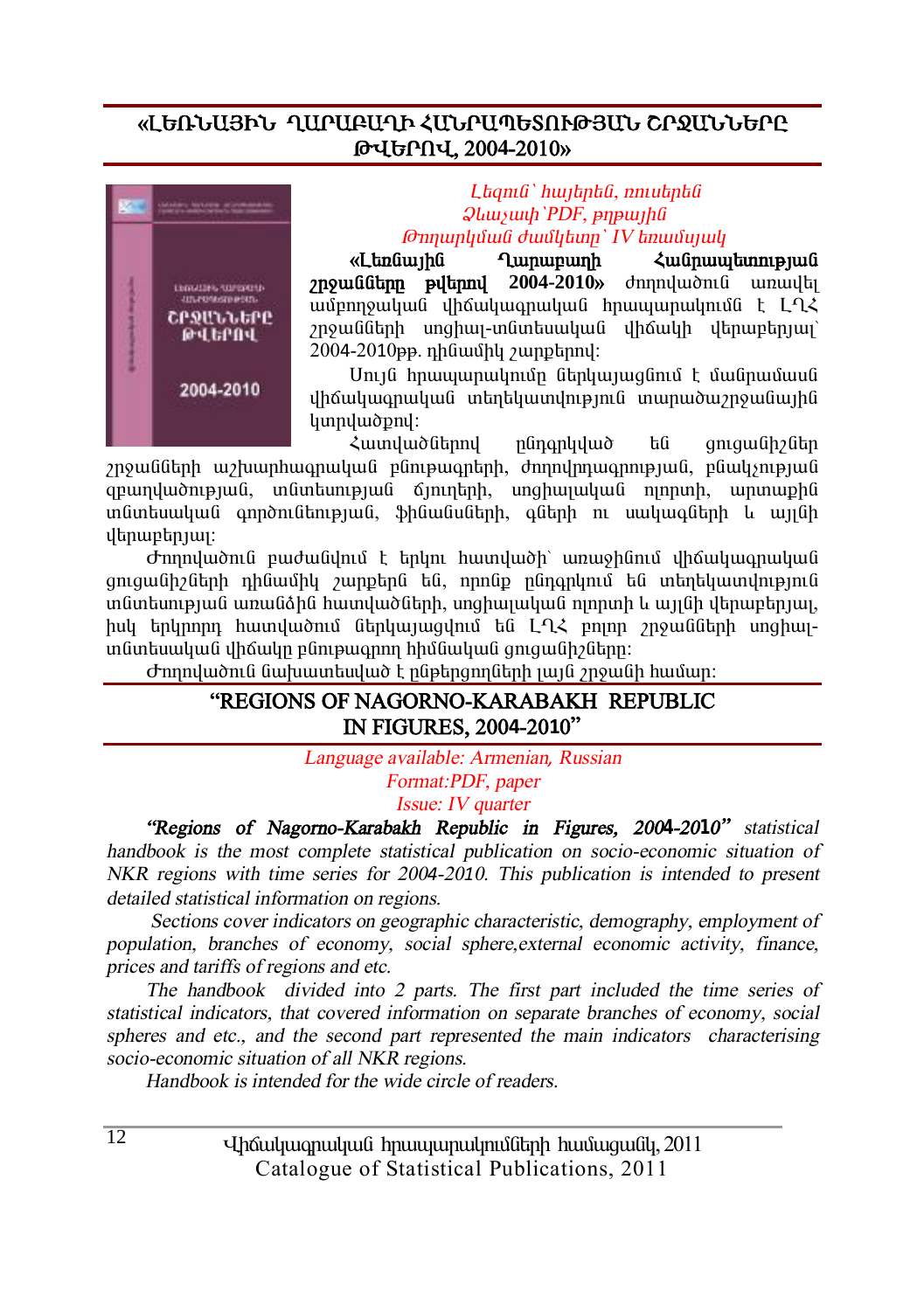## «ԼԵՌՆԱՅԻՆ ՂԱՐԱԲԱՂԻ ՀԱՆՐԱՊԵՏՈՒԹՅԱՆ ՇՐՋԱՆՆԵՐԸ ԹՎԵՐՈՎ, 2004-2010»

*Լեզուն՝ հայերեն, ռուսերեն*
*Ձևաչափ՝PDF, թղթային*
*Թողարկման ժամկետը՝ IV եռամսյակ*

**«Լեռնային Ղարաբաղի Հանրապետության շրջանները թվերով 2004-2010»** ժողովածուն առավել ամբողջական վիճակագրական հրապարակումն է ԼՂՀ շրջանների սոցիալ-տնտեսական վիճակի վերաբերյալ՝ 2004-2010թթ. դինամիկ շարքերով:

Սույն հրապարակումը ներկայացնում է մանրամասն վիճակագրական տեղեկատվություն տարածաշրջանային կտրվածքով:

Հատվածներով ընդգրկված են ցուցանիշներ շրջանների աշխարհագրական բնութագրերի, ժողովրդագրության, բնակչության զբաղվածության, տնտեսության ճյուղերի, սոցիալական ոլորտի, արտաքին տնտեսական գործունեության, ֆինանսների, գների ու սակագների և այլնի վերաբերյալ:

Ժողովածուն բաժանվում է երկու հատվածի՝ առաջինում վիճակագրական ցուցանիշների դինամիկ շարքերն են, որոնք ընդգրկում են տեղեկատվություն տնտեսության առանձին հատվածների, սոցիալական ոլորտի և այլնի վերաբերյալ, իսկ երկրորդ հատվածում ներկայացվում են ԼՂՀ բոլոր շրջանների սոցիալ-տնտեսական վիճակը բնութագրող հիմնական ցուցանիշները:

Ժողովածուն նախատեսված է ընթերցողների լայն շրջանի համար:

## "REGIONS OF NAGORNO-KARABAKH REPUBLIC IN FIGURES, 2004-2010"

*Language available: Armenian, Russian*
*Format:PDF, paper*
*Issue: IV quarter*

***"Regions of Nagorno-Karabakh Republic in Figures, 2004-2010"*** *statistical handbook is the most complete statistical publication on socio-economic situation of NKR regions with time series for 2004-2010. This publication is intended to present detailed statistical information on regions.*

*Sections cover indicators on geographic characteristic, demography, employment of population, branches of economy, social sphere,external economic activity, finance, prices and tariffs of regions and etc.*

*The handbook divided into 2 parts. The first part included the time series of statistical indicators, that covered information on separate branches of economy, social spheres and etc., and the second part represented the main indicators characterising socio-economic situation of all NKR regions.*

*Handbook is intended for the wide circle of readers.*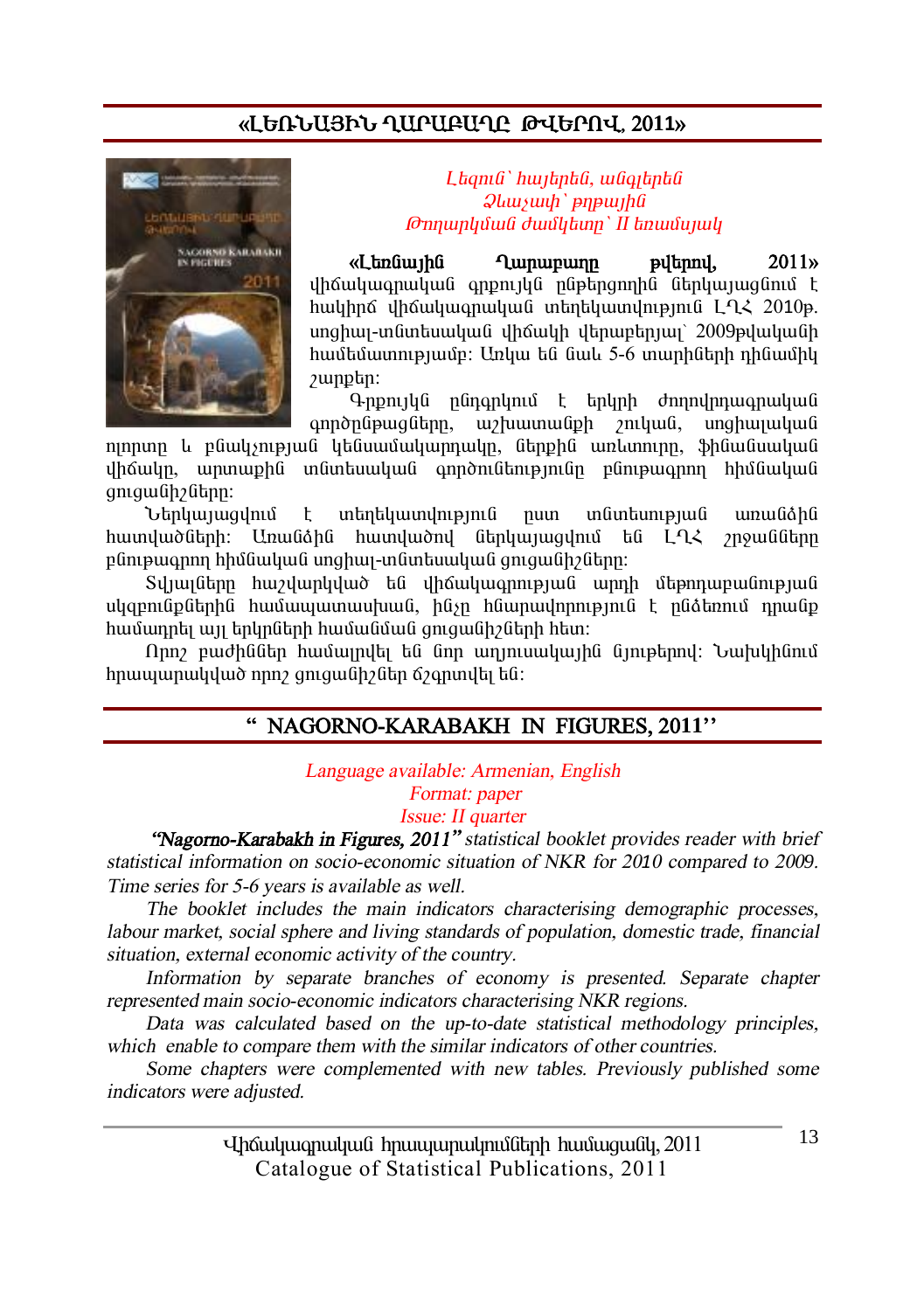## «ԼԵՌՆԱՅԻՆ ՂԱՐԱԲԱՂԸ ԹՎԵՐՈՎ, 2011»

*Լեզուն՝ հայերեն, անգլերեն*
*Ձևաչափ՝ թղթային*
*Թողարկման ժամկետը՝ II եռամսյակ*

**«Լեռնային Ղարաբաղը թվերով, 2011»** վիճակագրական գրքույկն ընթերցողին ներկայացնում է հակիրճ վիճակագրական տեղեկատվություն ԼՂՀ 2010թ. սոցիալ-տնտեսական վիճակի վերաբերյալ՝ 2009թվականի համեմատությամբ: Առկա են նաև 5-6 տարիների դինամիկ շարքեր:

Գրքույկն ընդգրկում է երկրի ժողովրդագրական գործընթացները, աշխատանքի շուկան, սոցիալական ոլորտը և բնակչության կենսամակարդակը, ներքին առևտուրը, ֆինանսական վիճակը, արտաքին տնտեսական գործունեությունը բնութագրող հիմնական ցուցանիշները:

Ներկայացվում է տեղեկատվություն ըստ տնտեսության առանձին հատվածների: Առանձին հատվածով ներկայացվում են ԼՂՀ շրջանները բնութագրող հիմնական սոցիալ-տնտեսական ցուցանիշները:

Տվյալները հաշվարկված են վիճակագրության արդի մեթոդաբանության սկզբունքներին համապատասխան, ինչը հնարավորություն է ընձեռում դրանք համադրել այլ երկրների համանման ցուցանիշների հետ:

Որոշ բաժիններ համալրվել են նոր աղյուսակային նյութերով: Նախկինում հրապարակված որոշ ցուցանիշներ ճշգրտվել են:

## " NAGORNO-KARABAKH IN FIGURES, 2011''

*Language available: Armenian, English*
*Format: paper*
*Issue: II quarter*

***"Nagorno-Karabakh in Figures, 2011"*** *statistical booklet provides reader with brief statistical information on socio-economic situation of NKR for 2010 compared to 2009. Time series for 5-6 years is available as well.*

*The booklet includes the main indicators characterising demographic processes, labour market, social sphere and living standards of population, domestic trade, financial situation, external economic activity of the country.*

*Information by separate branches of economy is presented. Separate chapter represented main socio-economic indicators characterising NKR regions.*

*Data was calculated based on the up-to-date statistical methodology principles, which enable to compare them with the similar indicators of other countries.*

*Some chapters were complemented with new tables. Previously published some indicators were adjusted.*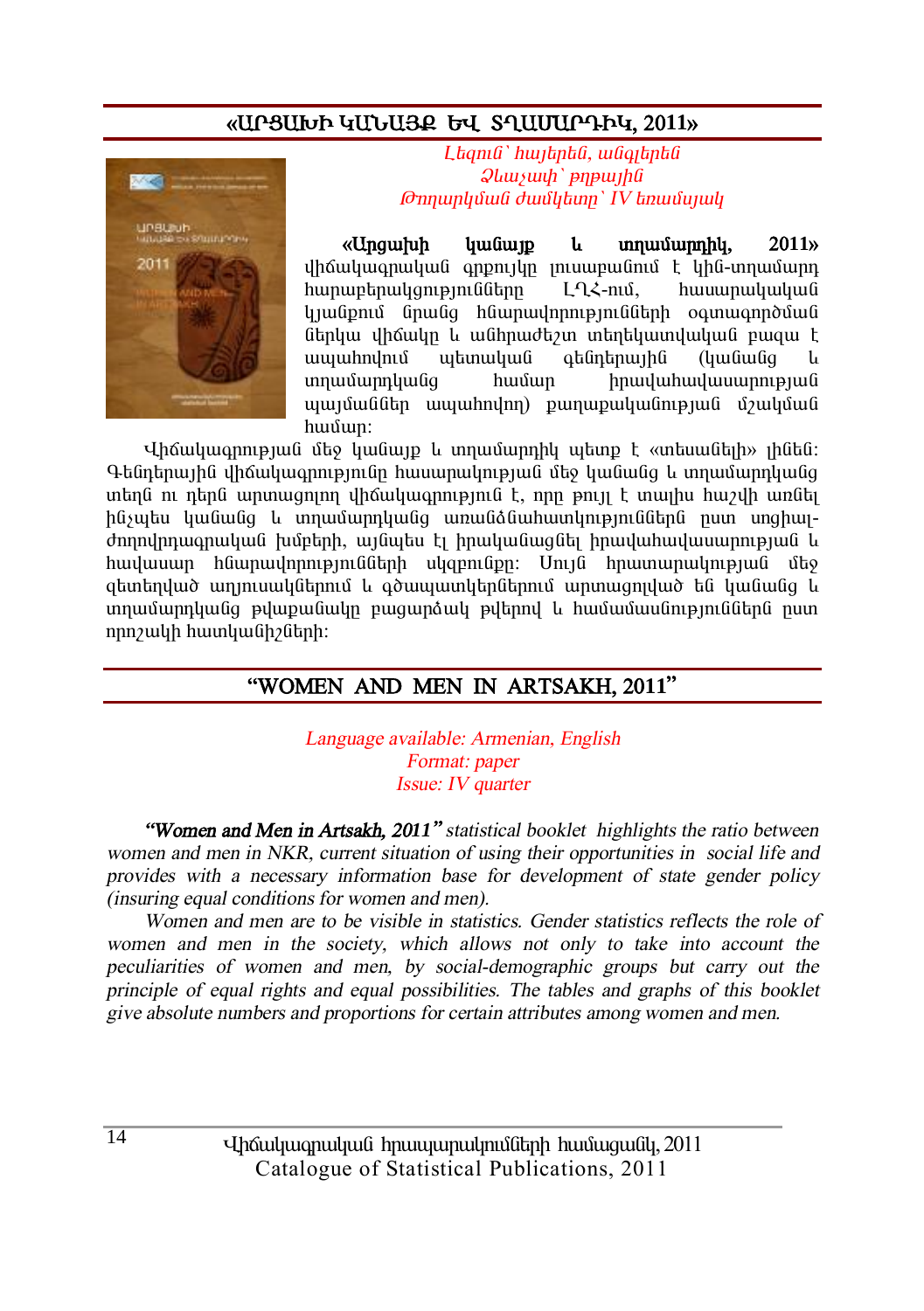## «ԱՐՑԱԽԻ ԿԱՆԱՅՔ ԵՎ ՏՂԱՄԱՐԴԻԿ, 2011»

*Լեզուն՝ հայերեն, անգլերեն*
*Ձևաչափ՝ թղթային*
*Թողարկման ժամկետը՝ IV եռամսյակ*

**«Արցախի կանայք և տղամարդիկ, 2011»** վիճակագրական գրքույկը լուսաբանում է կին-տղամարդ հարաբերակցությունները ԼՂՀ-ում, հասարակական կյանքում նրանց հնարավորությունների օգտագործման ներկա վիճակը և անհրաժեշտ տեղեկատվական բազա է ապահովում պետական գենդերային (կանանց և տղամարդկանց համար իրավահավասարության պայմաններ ապահովող) քաղաքականության մշակման համար:

Վիճակագրության մեջ կանայք և տղամարդիկ պետք է «տեսանելի» լինեն: Գենդերային վիճակագրությունը հասարակության մեջ կանանց և տղամարդկանց տեղն ու դերն արտացոլող վիճակագրությունն է, որը թույլ է տալիս հաշվի առնել ինչպես կանանց և տղամարդկանց առանձնահատկությունները ըստ սոցիալ-ժողովրդագրական խմբերի, այնպես էլ իրականացնել իրավահավասարության և հավասար հնարավորությունների սկզբունքը: Սույն հրատարակության մեջ զետեղված աղյուսակներում և գծապատկերներում արտացոլված են կանանց և տղամարդկանց թվաքանակը բացարձակ թվերով և համամասնությունները ըստ որոշակի հատկանիշների:

## "WOMEN AND MEN IN ARTSAKH, 2011"

*Language available: Armenian, English*
*Format: paper*
*Issue: IV quarter*

***"Women and Men in Artsakh, 2011"*** *statistical booklet highlights the ratio between women and men in NKR, current situation of using their opportunities in social life and provides with a necessary information base for development of state gender policy (insuring equal conditions for women and men).*

*Women and men are to be visible in statistics. Gender statistics reflects the role of women and men in the society, which allows not only to take into account the peculiarities of women and men, by social-demographic groups but carry out the principle of equal rights and equal possibilities. The tables and graphs of this booklet give absolute numbers and proportions for certain attributes among women and men.*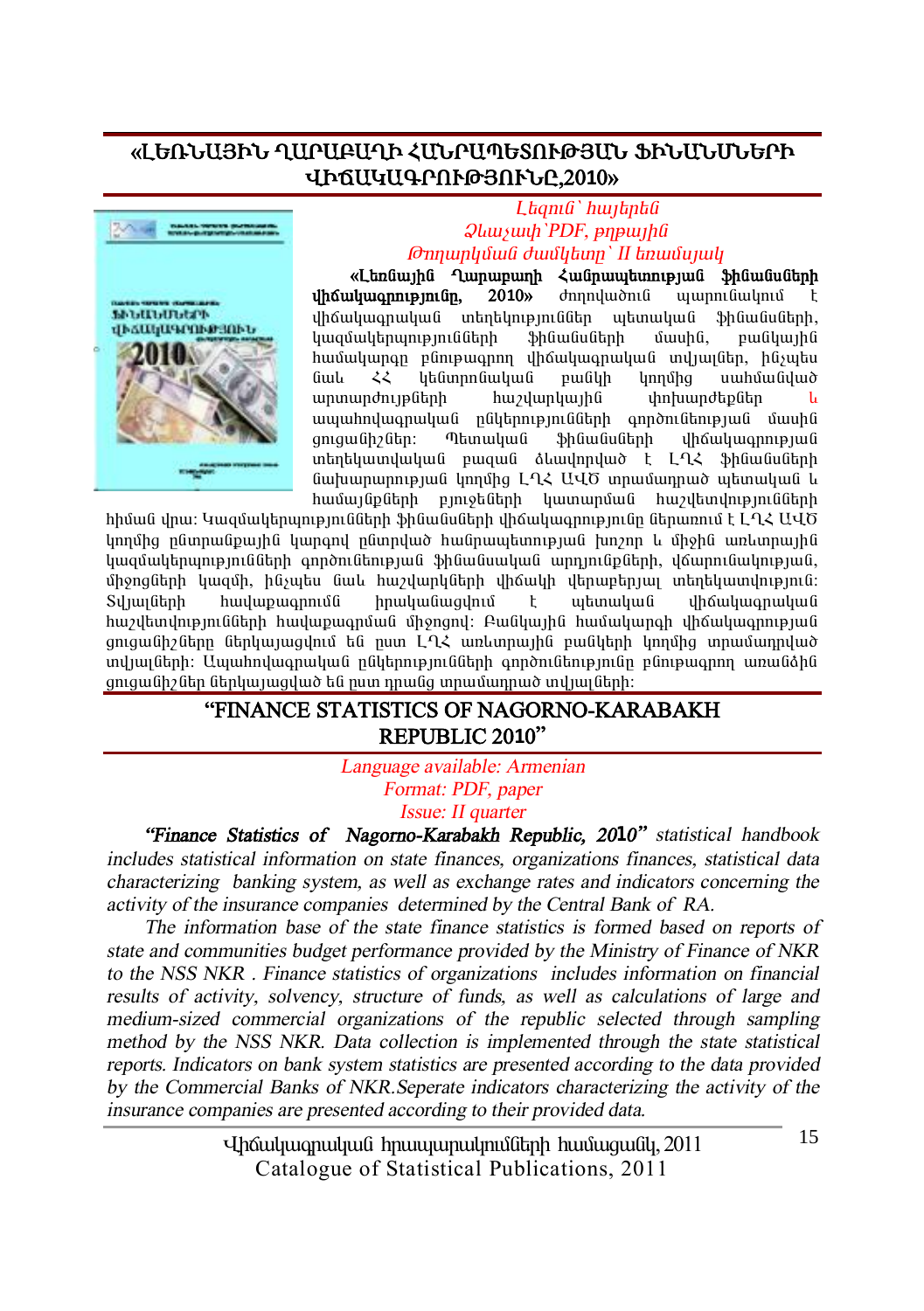## «ԼԵՌՆԱՅԻՆ ՂԱՐԱԲԱՂԻ ՀԱՆՐԱՊԵՏՈՒԹՅԱՆ ՖԻՆԱՆՍՆԵՐԻ ՎԻՃԱԿԱԳՐՈՒԹՅՈՒՆԸ,2010»

*Լեզուն՝ հայերեն*
*Ձևաչափ՝PDF, թղթային*
*Թողարկման ժամկետը՝ II եռամսյակ*

**«Լեռնային Ղարաբաղի Հանրապետության ֆինանսների վիճակագրությունը, 2010»** ժողովածուն պարունակում է վիճակագրական տեղեկություններ պետական ֆինանսների, կազմակերպությունների ֆինանսների մասին, բանկային համակարգը բնութագրող վիճակագրական տվյալներ, ինչպես նաև ՀՀ կենտրոնական բանկի կողմից սահմանված արտարժույթների հաշվարկային փոխարժեքներ և ապահովագրական ընկերությունների գործունեության մասին ցուցանիշներ: Պետական ֆինանսների վիճակագրության տեղեկատվական բազան ձևավորված է ԼՂՀ ֆինանսների նախարարության կողմից ԼՂՀ ԱՎԾ տրամադրած պետական և համայնքների բյուջեների կատարման հաշվետվությունների հիման վրա: Կազմակերպությունների ֆինանսների վիճակագրությունը ներառում է ԼՂՀ ԱՎԾ կողմից ընտրանքային կարգով ընտրված հանրապետության խոշոր և միջին առևտրային կազմակերպությունների գործունեության ֆինանսական արդյունքների, վճարունակության, միջոցների կազմի, ինչպես նաև հաշվարկների վիճակի վերաբերյալ տեղեկատվություն: Տվյալների հավաքագրումն իրականացվում է պետական վիճակագրական հաշվետվությունների հավաքագրման միջոցով: Բանկային համակարգի վիճակագրության ցուցանիշները ներկայացվում են ըստ ԼՂՀ առևտրային բանկերի կողմից տրամադրված տվյալների: Ապահովագրական ընկերությունների գործունեությունը բնութագրող առանձին ցուցանիշներ ներկայացված են ըստ դրանց տրամադրած տվյալների:

## "FINANCE STATISTICS OF NAGORNO-KARABAKH REPUBLIC 2010"

*Language available: Armenian*
*Format: PDF, paper*
*Issue: II quarter*

*"**Finance Statistics of Nagorno-Karabakh Republic, 2010**" statistical handbook includes statistical information on state finances, organizations finances, statistical data characterizing banking system, as well as exchange rates and indicators concerning the activity of the insurance companies determined by the Central Bank of RA.*

*The information base of the state finance statistics is formed based on reports of state and communities budget performance provided by the Ministry of Finance of NKR to the NSS NKR . Finance statistics of organizations includes information on financial results of activity, solvency, structure of funds, as well as calculations of large and medium-sized commercial organizations of the republic selected through sampling method by the NSS NKR. Data collection is implemented through the state statistical reports. Indicators on bank system statistics are presented according to the data provided by the Commercial Banks of NKR.Seperate indicators characterizing the activity of the insurance companies are presented according to their provided data.*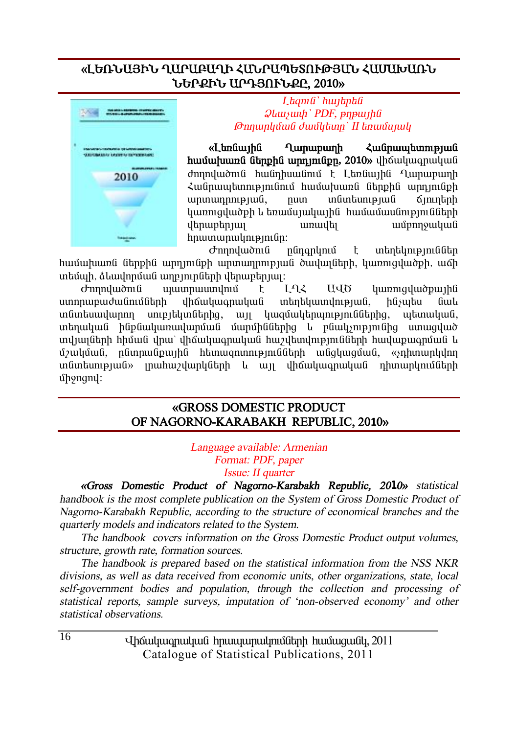## «ԼԵՌՆԱՅԻՆ ՂԱՐԱԲԱՂԻ ՀԱՆՐԱՊԵՏՈՒԹՅԱՆ ՀԱՄԱԽԱՌՆ ՆԵՐՔԻՆ ԱՐԴՅՈՒՆՔԸ, 2010»

*Լեզուն՝ հայերեն*
*Ձևաչափ՝ PDF, թղթային*
*Թողարկման ժամկետը՝ II եռամսյակ*

**«Լեռնային Ղարաբաղի Հանրապետության համախառն ներքին արդյունքը, 2010»** վիճակագրական ժողովածուն հանդիսանում է Լեռնային Ղարաբաղի Հանրապետությունում համախառն ներքին արդյունքի արտադրության, ըստ տնտեսության ճյուղերի կառուցվածքի և եռամսյակային համամասնությունների վերաբերյալ առավել ամբողջական հրատարակությունը:

Ժողովածուն ընդգրկում է տեղեկություններ համախառն ներքին արդյունքի արտադրության ծավալների, կառուցվածքի, աճի տեմպի, ձևավորման աղբյուրների վերաբերյալ:

Ժողովածուն պատրաստվում է ԼՂՀ ԱՎԾ կառուցվածքային ստորաբաժանումների վիճակագրական տեղեկատվության, ինչպես նաև տնտեսավարող սուբյեկտներից, այլ կազմակերպություններից, պետական, տեղական ինքնակառավարման մարմիններից և բնակչությունից ստացված տվյալների հիման վրա՝ վիճակագրական հաշվետվությունների հավաքագրման և մշակման, ընտրանքային հետազոտությունների անցկացման, «չդիտարկվող տնտեսության» լրահաշվարկների և այլ վիճակագրական դիտարկումների միջոցով:

## «GROSS DOMESTIC PRODUCT OF NAGORNO-KARABAKH REPUBLIC, 2010»

*Language available: Armenian*
*Format: PDF, paper*
*Issue: II quarter*

***«Gross Domestic Product of Nagorno-Karabakh Republic, 2010»*** *statistical handbook is the most complete publication on the System of Gross Domestic Product of Nagorno-Karabakh Republic, according to the structure of economical branches and the quarterly models and indicators related to the System.*

*The handbook covers information on the Gross Domestic Product output volumes, structure, growth rate, formation sources.*

*The handbook is prepared based on the statistical information from the NSS NKR divisions, as well as data received from economic units, other organizations, state, local self-government bodies and population, through the collection and processing of statistical reports, sample surveys, imputation of 'non-observed economy' and other statistical observations.*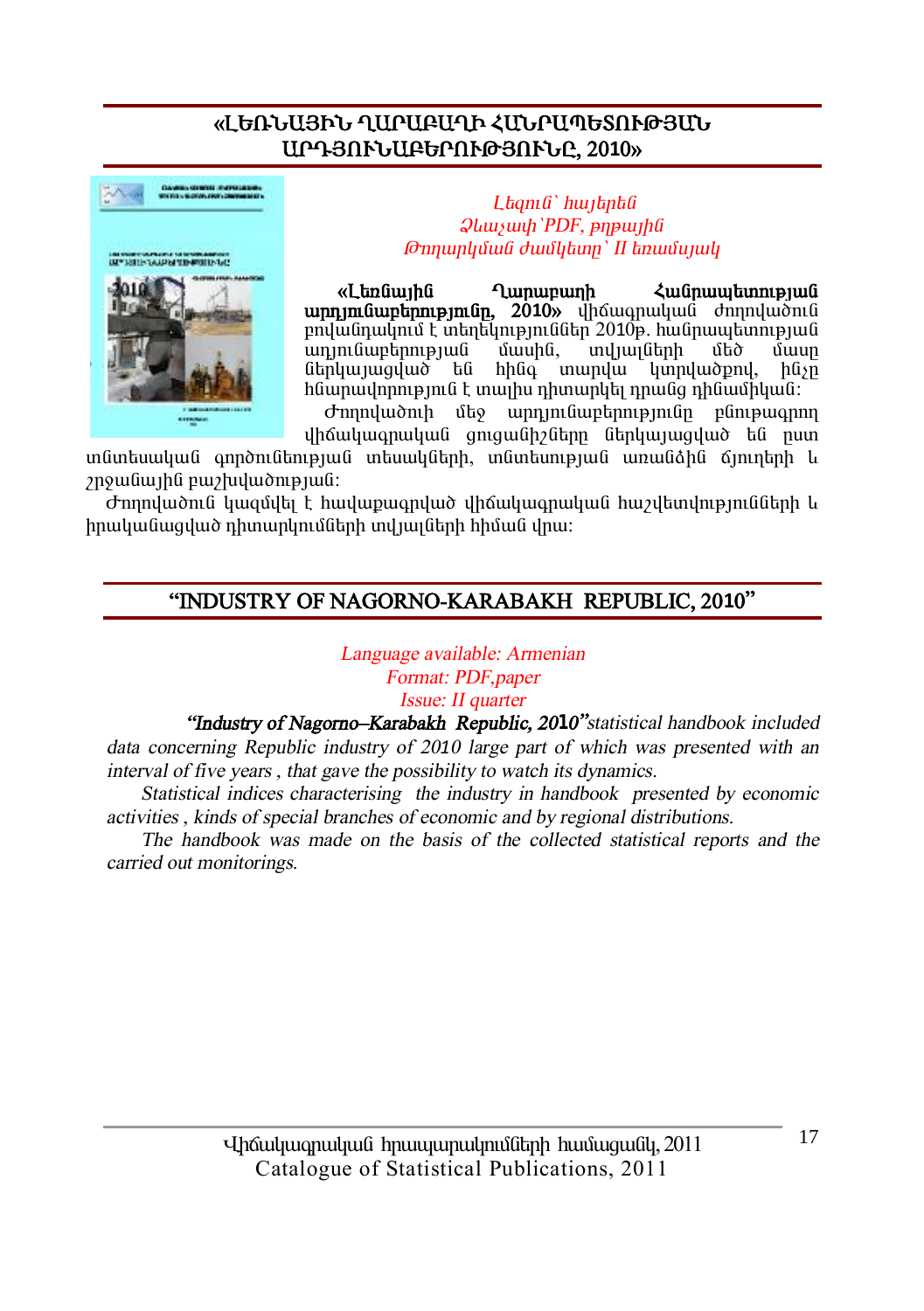## «ԼԵՌՆԱՅԻՆ ՂԱՐԱԲԱՂԻ ՀԱՆՐԱՊԵՏՈՒԹՅԱՆ ԱՐԴՅՈՒՆԱԲԵՐՈՒԹՅՈՒՆԸ, 2010»

*Լեզուն՝ հայերեն*
*Ձևաչափ՝PDF, թղթային*
*Թողարկման ժամկետը՝ II եռամսյակ*

**«Լեռնային Ղարաբաղի Հանրապետության արդյունաբերությունը, 2010»** վիճագրական ժողովածուն բովանդակում է տեղեկություններ 2010թ. հանրապետության արդյունաբերության մասին, տվյալների մեծ մասը ներկայացված են հինգ տարվա կտրվածքով, ինչը հնարավորություն է տալիս դիտարկել դրանց դինամիկան:

Ժողովածուի մեջ արդյունաբերությունը բնութագրող վիճակագրական ցուցանիշները ներկայացված են ըստ տնտեսական գործունեության տեսակների, տնտեսության առանձին ճյուղերի և շրջանային բաշխվածության:

Ժողովածուն կազմվել է հավաքագրված վիճակագրական հաշվետվությունների և իրականացված դիտարկումների տվյալների հիման վրա:

## "INDUSTRY OF NAGORNO-KARABAKH REPUBLIC, 2010"

*Language available: Armenian*
*Format: PDF,paper*
*Issue: II quarter*

***"Industry of Nagorno–Karabakh Republic, 2010"*** *statistical handbook included data concerning Republic industry of 2010 large part of which was presented with an interval of five years , that gave the possibility to watch its dynamics.*

*Statistical indices characterising the industry in handbook presented by economic activities , kinds of special branches of economic and by regional distributions.*

*The handbook was made on the basis of the collected statistical reports and the carried out monitorings.*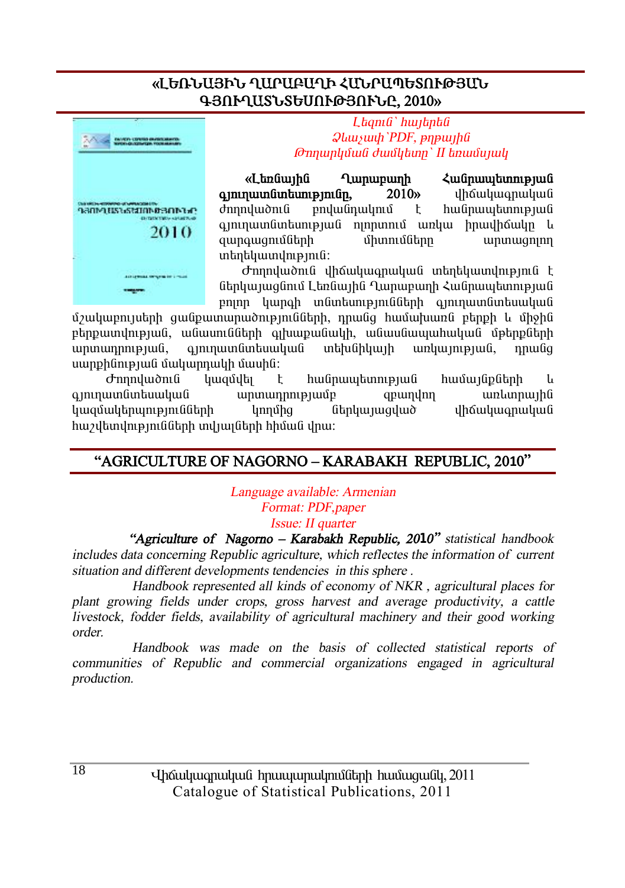## «ԼԵՌՆԱՅԻՆ ՂԱՐԱԲԱՂԻ ՀԱՆՐԱՊԵՏՈՒԹՅԱՆ ԳՅՈՒՂԱՏՆՏԵՍՈՒԹՅՈՒՆԸ, 2010»

*Լեզուն՝ հայերեն*
*Ձևաչափ՝PDF, թղթային*
*Թողարկման ժամկետը՝ II եռամսյակ*

**«Լեռնային Ղարաբաղի Հանրապետության գյուղատնտեսությունը, 2010»** վիճակագրական ժողովածուն բովանդակում է հանրապետության գյուղատնտեսության ոլորտում առկա իրավիճակը և զարգացումների միտումները արտացոլող տեղեկատվություն:

Ժողովածուն վիճակագրական տեղեկատվություն է ներկայացնում Լեռնային Ղարաբաղի Հանրապետության բոլոր կարգի տնտեսությունների գյուղատնտեսական մշակաբույսերի ցանքատարածությունների, դրանց համախառն բերքի և միջին բերքատվության, անասունների գլխաքանակի, անասնապահական մթերքների արտադրության, գյուղատնտեսական տեխնիկայի առկայության, դրանց սարքինության մակարդակի մասին:

Ժողովածուն կազմվել է հանրապետության համայնքների և գյուղատնտեսական արտադրությամբ զբաղվող առևտրային կազմակերպությունների կողմից ներկայացված վիճակագրական հաշվետվությունների տվյալների հիման վրա:

## "AGRICULTURE OF NAGORNO – KARABAKH REPUBLIC, 2010"

*Language available: Armenian*
*Format: PDF,paper*
*Issue: II quarter*

***"Agriculture of Nagorno – Karabakh Republic, 2010"*** *statistical handbook includes data concerning Republic agriculture, which reflectes the information of current situation and different developments tendencies in this sphere .*

*Handbook represented all kinds of economy of NKR , agricultural places for plant growing fields under crops, gross harvest and average productivity, a cattle livestock, fodder fields, availability of agricultural machinery and their good working order.*

*Handbook was made on the basis of collected statistical reports of communities of Republic and commercial organizations engaged in agricultural production.*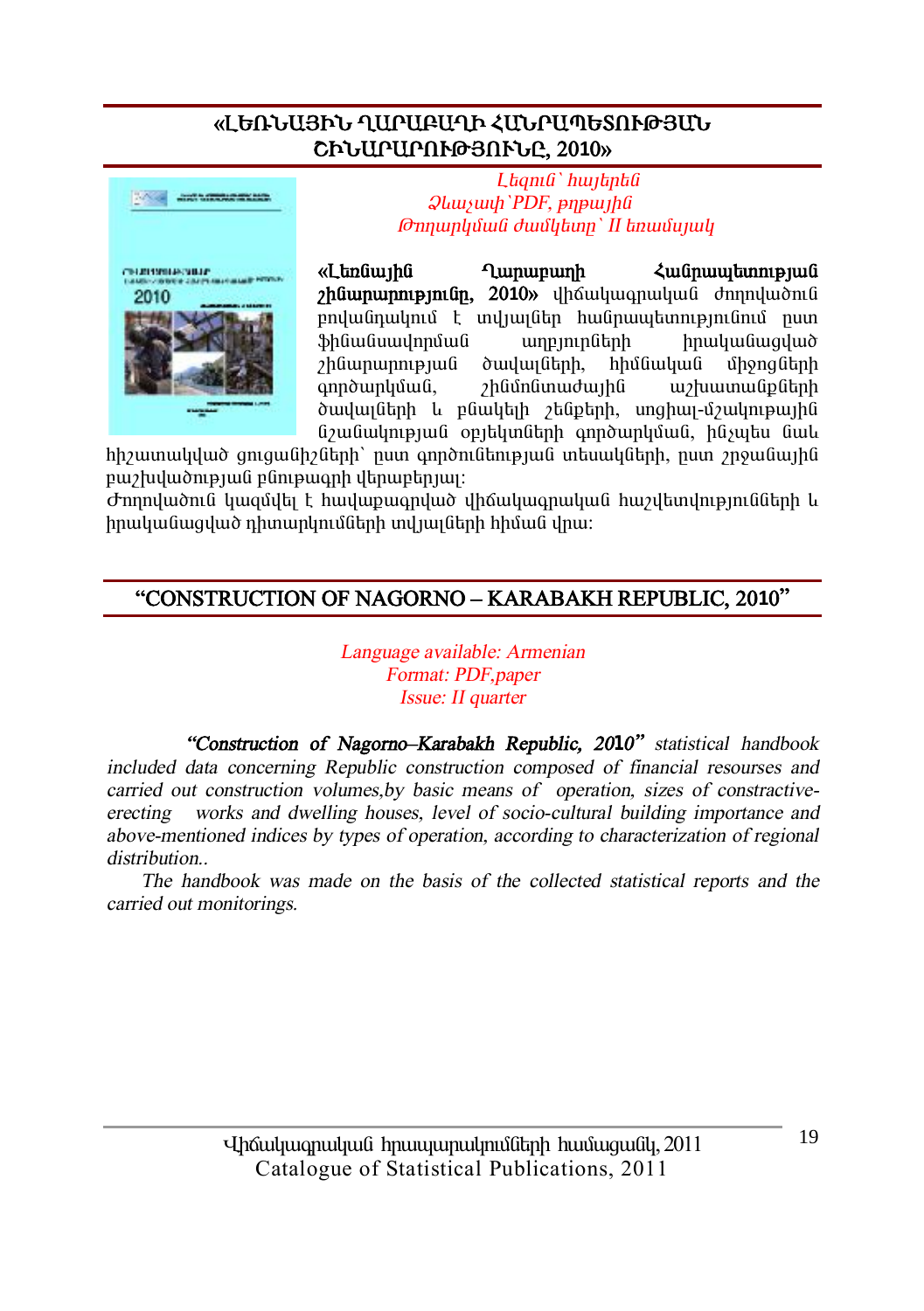## «ԼԵՌՆԱՅԻՆ ՂԱՐԱԲԱՂԻ ՀԱՆՐԱՊԵՏՈՒԹՅԱՆ ՇԻՆԱՐԱՐՈՒԹՅՈՒՆԸ, 2010»

*Լեզուն՝ հայերեն*
*Ձևաչափ՝PDF, թղթային*
*Թողարկման ժամկետը՝ II եռամսյակ*

**«Լեռնային Ղարաբաղի Հանրապետության շինարարությունը, 2010»** վիճակագրական ժողովածուն բովանդակում է տվյալներ հանրապետությունում ըստ ֆինանսավորման աղբյուրների իրականացված շինարարության ծավալների, հիմնական միջոցների գործարկման, շինմոնտաժային աշխատանքների ծավալների և բնակելի շենքերի, սոցիալ-մշակութային նշանակության օբյեկտների գործարկման, ինչպես նաև հիշատակված ցուցանիշների՝ ըստ գործունեության տեսակների, ըստ շրջանային բաշխվածության բնութագրի վերաբերյալ:

Ժողովածուն կազմվել է հավաքագրված վիճակագրական հաշվետվությունների և իրականացված դիտարկումների տվյալների հիման վրա:

## "CONSTRUCTION OF NAGORNO – KARABAKH REPUBLIC, 2010"

*Language available: Armenian*
*Format: PDF,paper*
*Issue: II quarter*

***"Construction of Nagorno–Karabakh Republic, 2010"*** *statistical handbook included data concerning Republic construction composed of financial resourses and carried out construction volumes,by basic means of operation, sizes of constractive-erecting works and dwelling houses, level of socio-cultural building importance and above-mentioned indices by types of operation, according to characterization of regional distribution..*

*The handbook was made on the basis of the collected statistical reports and the carried out monitorings.*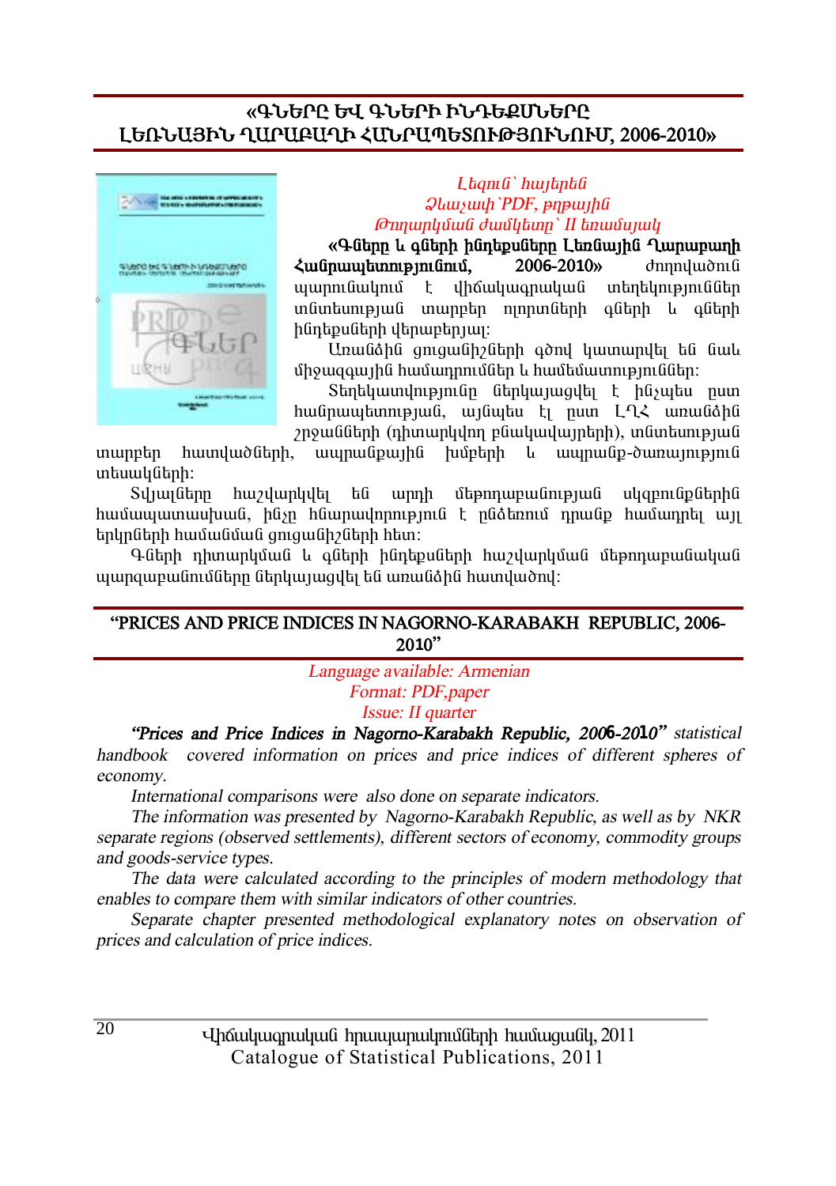## «ԳՆԵՐԸ ԵՎ ԳՆԵՐԻ ԻՆԴԵՔՍՆԵՐԸ ԼԵՌՆԱՅԻՆ ՂԱՐԱԲԱՂԻ ՀԱՆՐԱՊԵՏՈՒԹՅՈՒՆՈՒՄ, 2006-2010»

*Լեզուն` հայերեն*
*Ձևաչափ`PDF, թղթային*
*Թողարկման ժամկետը` II եռամսյակ*

**«Գները և գների ինդեքսները Լեռնային Ղարաբաղի Հանրապետությունում, 2006-2010»** ժողովածուն պարունակում է վիճակագրական տեղեկություններ տնտեսության տարբեր ոլորտների գների և գների ինդեքսների վերաբերյալ:

Առանձին ցուցանիշների գծով կատարվել են նաև միջազգային համադրումներ և համեմատություններ:

Տեղեկատվությունը ներկայացվել է ինչպես ըստ հանրապետության, այնպես էլ ըստ ԼՂՀ առանձին շրջանների (դիտարկվող բնակավայրերի), տնտեսության տարբեր հատվածների, ապրանքային խմբերի և ապրանք-ծառայության տեսակների:

Տվյալները հաշվարկվել են արդի մեթոդաբանության սկզբունքներին համապատասխան, ինչը հնարավորություն է ընձեռում դրանք համադրել այլ երկրների համանման ցուցանիշների հետ:

Գների դիտարկման և գների ինդեքսների հաշվարկման մեթոդաբանական պարզաբանումները ներկայացվել են առանձին հատվածով:

## "PRICES AND PRICE INDICES IN NAGORNO-KARABAKH REPUBLIC, 2006-2010"

*Language available: Armenian*
*Format: PDF,paper*
*Issue: II quarter*

*"**Prices and Price Indices in Nagorno-Karabakh Republic, 2006-2010**" statistical handbook covered information on prices and price indices of different spheres of economy.*

*International comparisons were also done on separate indicators.*

*The information was presented by Nagorno-Karabakh Republic, as well as by NKR separate regions (observed settlements), different sectors of economy, commodity groups and goods-service types.*

*The data were calculated according to the principles of modern methodology that enables to compare them with similar indicators of other countries.*

*Separate chapter presented methodological explanatory notes on observation of prices and calculation of price indices.*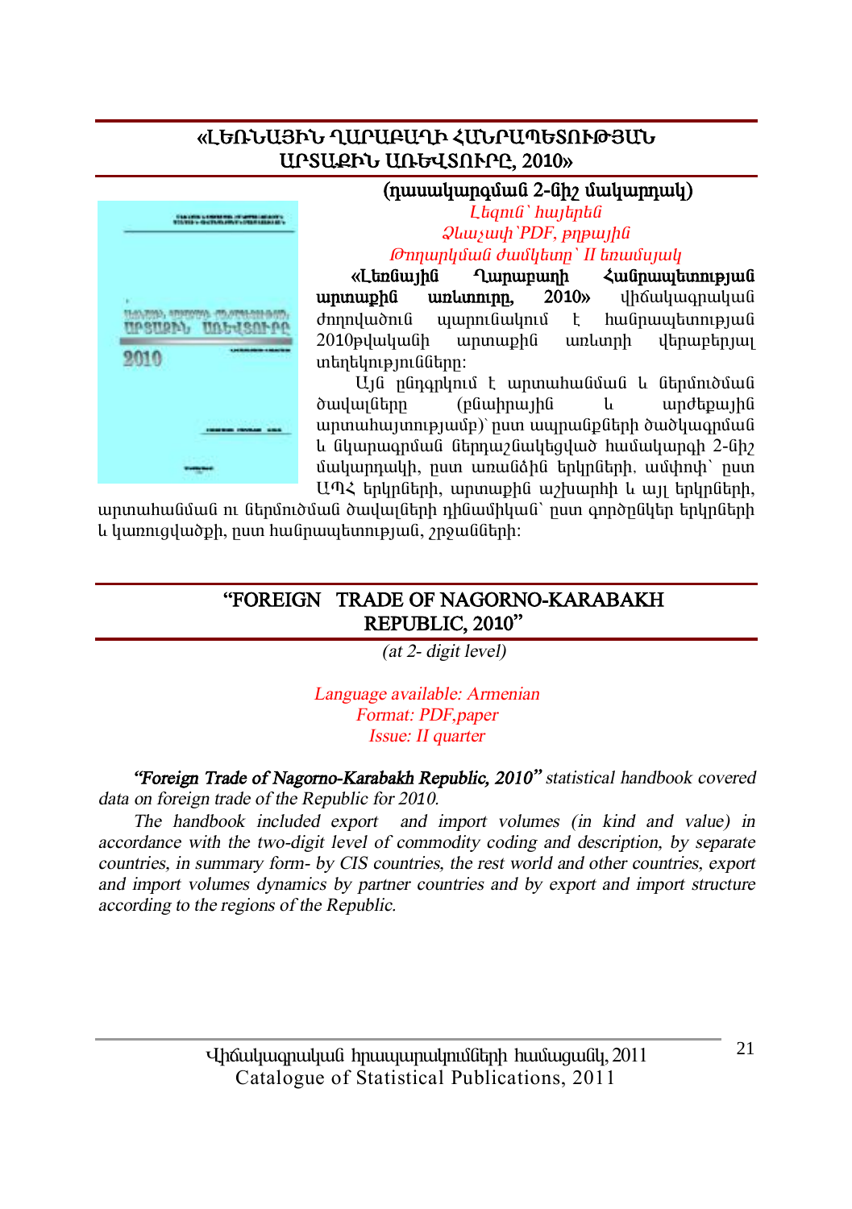## «ԼԵՌՆԱՅԻՆ ՂԱՐԱԲԱՂԻ ՀԱՆՐԱՊԵՏՈՒԹՅԱՆ ԱՐՏԱՔԻՆ ԱՌԵՎՏՈՒՐԸ, 2010»

**(դասակարգման 2-նիշ մակարդակ)**

*Լեզուն՝ հայերեն*
*Ձևաչափ՝PDF, թղթային*
*Թողարկման ժամկետը՝ II եռամսյակ*

**«Լեռնային Ղարաբաղի Հանրապետության արտաքին առևտուրը, 2010»** վիճակագրական ժողովածուն պարունակում է հանրապետության 2010թվականի արտաքին առևտրի վերաբերյալ տեղեկությունները:

Այն ընդգրկում է արտահանման և ներմուծման ծավալները (բնաիրային և արժեքային արտահայտությամբ)՝ ըստ ապրանքերի ծածկագրման և նկարագրման ներդաշնակեցված համակարգի 2-նիշ մակարդակի, ըստ առանձին երկրների, ամփոփ՝ ըստ ԱՊՀ երկրների, արտաքին աշխարհի և այլ երկրների, արտահանման ու ներմուծման ծավալների դինամիկան՝ ըստ գործընկեր երկրների և կառուցվածքի, ըստ հանրապետության, շրջանների:

## "FOREIGN TRADE OF NAGORNO-KARABAKH REPUBLIC, 2010"

*(at 2- digit level)*

*Language available: Armenian*
*Format: PDF,paper*
*Issue: II quarter*

***"Foreign Trade of Nagorno-Karabakh Republic, 2010"*** *statistical handbook covered data on foreign trade of the Republic for 2010.*

*The handbook included export and import volumes (in kind and value) in accordance with the two-digit level of commodity coding and description, by separate countries, in summary form- by CIS countries, the rest world and other countries, export and import volumes dynamics by partner countries and by export and import structure according to the regions of the Republic.*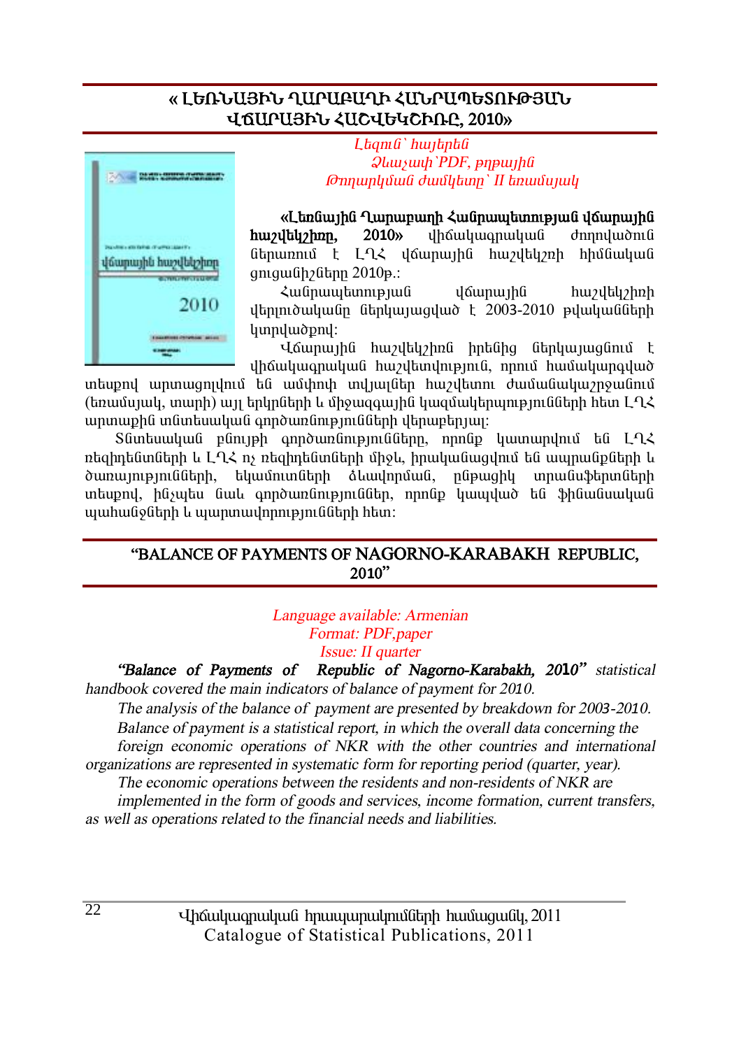## « ԼԵՌՆԱՅԻՆ ՂԱՐԱԲԱՂԻ ՀԱՆՐԱՊԵՏՈՒԹՅԱՆ ՎՃԱՐԱՅԻՆ ՀԱՇՎԵԿՇԻՌԸ, 2010»

*Լեզուն՝ հայերեն*
*Ձևաչափ՝PDF, թղթային*
*Թողարկման ժամկետը՝ II եռամսյակ*

**«Լեռնային Ղարաբաղի Հանրապետության վճարային հաշվեկշիռը, 2010»** վիճակագրական ժողովածուն ներառում է ԼՂՀ վճարային հաշվեկշռի հիմնական ցուցանիշները 2010թ.:

Հանրապետության վճարային հաշվեկշիռի վերլուծականը ներկայացված է 2003-2010 թվականների կտրվածքով:

Վճարային հաշվեկշիռն իրենից ներկայացնում է վիճակագրական հաշվետվություն, որում համակարգված տեսքով արտացոլվում են ամփոփ տվյալներ հաշվետու ժամանակաշրջանում (եռամսյակ, տարի) այլ երկրների և միջազգային կազմակերպությունների հետ ԼՂՀ արտաքին տնտեսական գործառնությունների վերաբերյալ:

Տնտեսական բնույթի գործառնությունները, որոնք կատարվում են ԼՂՀ ռեզիդենտների և ԼՂՀ ոչ ռեզիդենտների միջև, իրականացվում են ապրանքների և ծառայությունների, եկամուտների ձևավորման, ընթացիկ տրանսֆերտների տեսքով, ինչպես նաև գործառնություններ, որոնք կապված են ֆինանսական պահանջների և պարտավորությունների հետ:

## "BALANCE OF PAYMENTS OF NAGORNO-KARABAKH REPUBLIC, 2010"

*Language available: Armenian*
*Format: PDF,paper*
*Issue: II quarter*

***"Balance of Payments of Republic of Nagorno-Karabakh, 2010"*** *statistical handbook covered the main indicators of balance of payment for 2010.*

*The analysis of the balance of payment are presented by breakdown for 2003-2010.*

*Balance of payment is a statistical report, in which the overall data concerning the foreign economic operations of NKR with the other countries and international organizations are represented in systematic form for reporting period (quarter, year).*

*The economic operations between the residents and non-residents of NKR are implemented in the form of goods and services, income formation, current transfers, as well as operations related to the financial needs and liabilities.*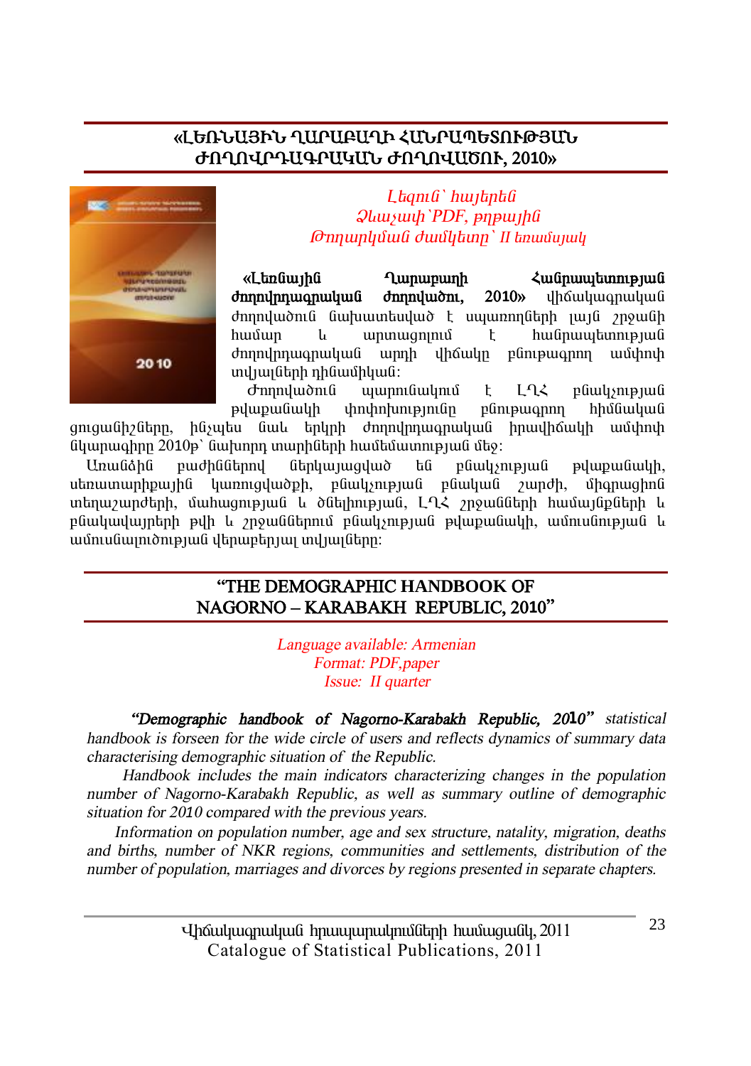## «ԼԵՌՆԱՅԻՆ ՂԱՐԱԲԱՂԻ ՀԱՆՐԱՊԵՏՈՒԹՅԱՆ ԺՈՂՈՎՐԴԱԳՐԱԿԱՆ ԺՈՂՈՎԱԾՈՒ, 2010»

*Լեզուն՝ հայերեն*
*Ձևաչափ՝PDF, թղթային*
*Թողարկման ժամկետը՝ II եռամսյակ*

**«Լեռնային Ղարաբաղի Հանրապետության ժողովրդագրական ժողովածու, 2010»** վիճակագրական ժողովածուն նախատեսված է սպառողների լայն շրջանի համար և արտացոլում է հանրապետության ժողովրդագրական արդի վիճակը բնութագրող ամփոփ տվյալների դինամիկան:

Ժողովածուն պարունակում է ԼՂՀ բնակչության թվաքանակի փոփոխությունը բնութագրող հիմնական ցուցանիշները, ինչպես նաև երկրի ժողովրդագրական իրավիճակի ամփոփ նկարագիրը 2010թ՝ նախորդ տարիների համեմատությամբ:

Առանձին բաժիններով ներկայացված են բնակչության թվաքանակի, սեռատարիքային կառուցվածքի, բնակչության բնական շարժի, միգրացիոն տեղաշարժերի, մահացության և ծնելիության, ԼՂՀ շրջանների համայնքների և բնակավայրերի թվի և շրջաններում բնակչության թվաքանակի, ամուսնության և ամուսնալուծության վերաբերյալ տվյալները:

## "THE DEMOGRAPHIC HANDBOOK OF NAGORNO – KARABAKH REPUBLIC, 2010"

*Language available: Armenian*
*Format: PDF,paper*
*Issue: II quarter*

*"**Demographic handbook of Nagorno-Karabakh Republic, 2010**" statistical handbook is forseen for the wide circle of users and reflects dynamics of summary data characterising demographic situation of the Republic.*

*Handbook includes the main indicators characterizing changes in the population number of Nagorno-Karabakh Republic, as well as summary outline of demographic situation for 2010 compared with the previous years.*

*Information on population number, age and sex structure, natality, migration, deaths and births, number of NKR regions, communities and settlements, distribution of the number of population, marriages and divorces by regions presented in separate chapters.*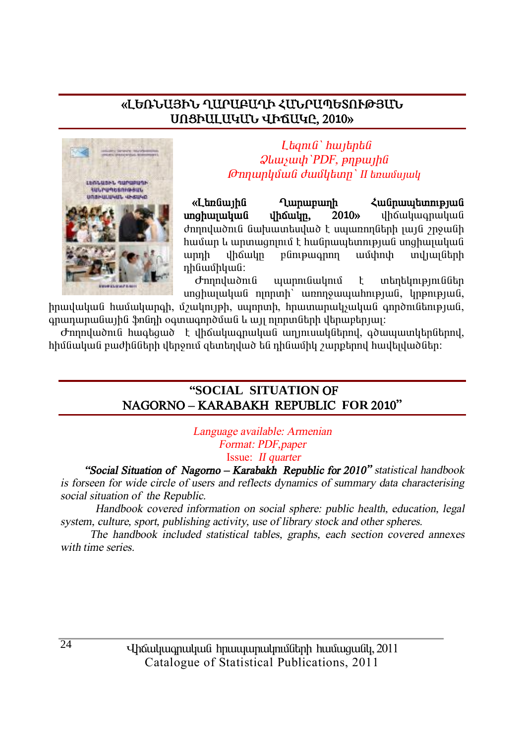## «ԼԵՌՆԱՅԻՆ ՂԱՐԱԲԱՂԻ ՀԱՆՐԱՊԵՏՈՒԹՅԱՆ ՍՈՑԻԱԼԱԿԱՆ ՎԻՃԱԿԸ, 2010»

*Լեզուն՝ հայերեն*
*Ձևաչափ՝PDF, թղթային*
*Թողարկման ժամկետը՝ II եռամսյակ*

**«Լեռնային Ղարաբաղի Հանրապետության սոցիալական վիճակը, 2010»** վիճակագրական ժողովածուն նախատեսված է սպառողների լայն շրջանի համար և արտացոլում է հանրապետության սոցիալական արդի վիճակը բնութագրող ամփոփ տվյալների դինամիկան:

Ժողովածուն պարունակում է տեղեկություններ սոցիալական ոլորտի՝ առողջապահության, կրթության, իրավական համակարգի, մշակույթի, սպորտի, հրատարակչական գործունեության, գրադարանային ֆոնդի օգտագործման և այլ ոլորտների վերաբերյալ:

Ժողովածուն հագեցած է վիճակագրական աղյուսակներով, գծապատկերներով, հիմնական բաժինների վերջում զետեղված են դինամիկ շարքերով հավելվածներ:

## "SOCIAL SITUATION OF NAGORNO – KARABAKH REPUBLIC FOR 2010"

*Language available: Armenian*
*Format: PDF,paper*
Issue: *II quarter*

***"Social Situation of Nagorno – Karabakh Republic for 2010"*** *statistical handbook is forseen for wide circle of users and reflects dynamics of summary data characterising social situation of the Republic.*

*Handbook covered information on social sphere: public health, education, legal system, culture, sport, publishing activity, use of library stock and other spheres.*

*The handbook included statistical tables, graphs, each section covered annexes with time series.*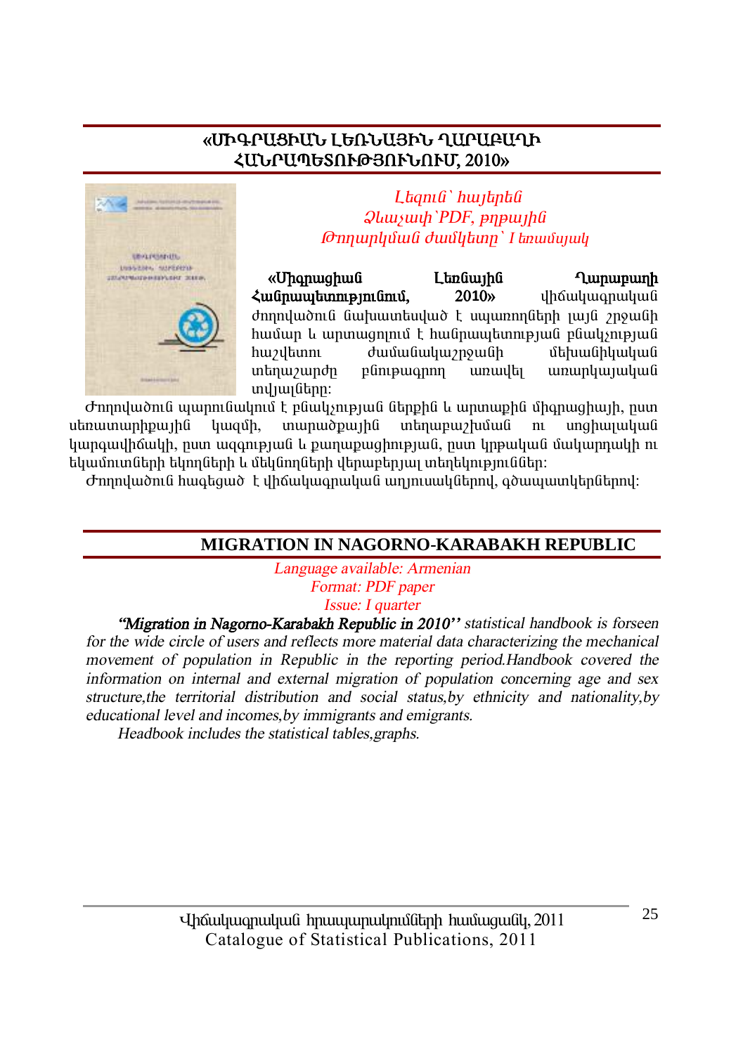## «ՄԻԳՐԱՑԻԱՆ ԼԵՌՆԱՅԻՆ ՂԱՐԱԲԱՂԻ ՀԱՆՐԱՊԵՏՈՒԹՅՈՒՆՈՒՄ, 2010»

*Լեզուն՝ հայերեն*
*Ձևաչափ՝PDF, թղթային*
*Թողարկման ժամկետը՝ I եռամսյակ*

**«Միգրացիան Լեռնային Ղարաբաղի Հանրապետությունում, 2010»** վիճակագրական ժողովածուն նախատեսված է սպառողների լայն շրջանի համար և արտացոլում է հանրապետության բնակչության հաշվետու ժամանակաշրջանի մեխանիկական տեղաշարժը բնութագրող առավել առարկայական տվյալները:

Ժողովածուն պարունակում է բնակչության ներքին և արտաքին միգրացիայի, ըստ սեռատարիքային կազմի, տարածքային տեղաբաշխման ու սոցիալական կարգավիճակի, ըստ ազգության և քաղաքացիության, ըստ կրթական մակարդակի ու եկամուտների եկողների և մեկնողների վերաբերյալ տեղեկություններ:

Ժողովածուն հագեցած է վիճակագրական աղյուսակներով, գծապատկերներով:

## MIGRATION IN NAGORNO-KARABAKH REPUBLIC

*Language available: Armenian*
*Format: PDF paper*
*Issue: I quarter*

***"Migration in Nagorno-Karabakh Republic in 2010"*** *statistical handbook is forseen for the wide circle of users and reflects more material data characterizing the mechanical movement of population in Republic in the reporting period.Handbook covered the information on internal and external migration of population concerning age and sex structure,the territorial distribution and social status,by ethnicity and nationality,by educational level and incomes,by immigrants and emigrants.*

*Headbook includes the statistical tables,graphs.*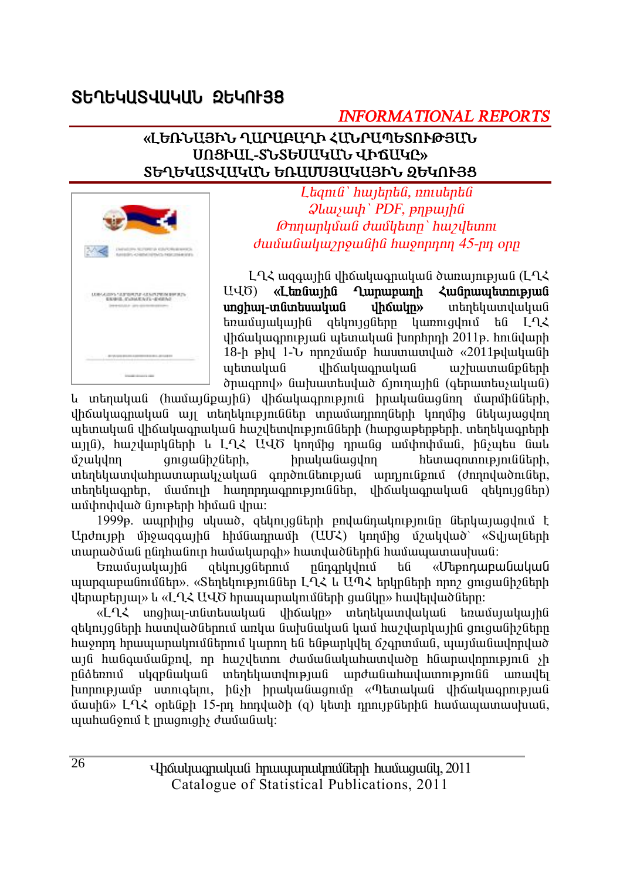# ՏԵՂԵԿԱՏՎԱԿԱՆ ԶԵԿՈՒՅՑ

## *INFORMATIONAL REPORTS*

### «ԼԵՌՆԱՅԻՆ ՂԱՐԱԲԱՂԻ ՀԱՆՐԱՊԵՏՈՒԹՅԱՆ ՍՈՑԻԱԼ-ՏՆՏԵՍԱԿԱՆ ՎԻՃԱԿԸ» ՏԵՂԵԿԱՏՎԱԿԱՆ ԵՌԱՄՍՅԱԿԱՅԻՆ ԶԵԿՈՒՅՑ

*Լեզուն՝ հայերեն, ռուսերեն*
*Ձևաչափ՝ PDF, թղթային*
*Թողարկման ժամկետը՝ հաշվետու ժամանակաշրջանին հաջորդող 45-րդ օրը*

ԼՂՀ ազգային վիճակագրական ծառայության (ԼՂՀ ԱՎԾ) **«Լեռնային Ղարաբաղի Հանրապետության սոցիալ-տնտեսական վիճակը»** տեղեկատվական եռամսյակային զեկույցները կառուցվում են ԼՂՀ վիճակագրության պետական խորհրդի 2011թ. հունվարի 18-ի թիվ 1-Ն որոշմամբ հաստատված «2011թվականի պետական վիճակագրական աշխատանքների ծրագրով» նախատեսված ճյուղային (գերատեսչական) և տեղական (համայնքային) վիճակագրություն իրականացնող մարմինների, վիճակագրական այլ տեղեկությունները տրամադրողների կողմից ներկայացվող պետական վիճակագրական հաշվետվությունների (հարցաթերթերի, տեղեկագրերի այլն), հաշվարկների և ԼՂՀ ԱՎԾ կողմից դրանց ամփոփման, ինչպես նաև մշակվող ցուցանիշների, իրականացվող հետազոտությունների, տեղեկատվահրատարակչական գործունեության արդյունքում (ժողովածուներ, տեղեկագրեր, մամուլի հաղորդագրություններ, վիճակագրական զեկույցներ) ամփոփված նյութերի հիման վրա:

1999թ. ապրիլից սկսած, զեկույցների բովանդակությունը ներկայացվում է Արժույթի միջազգային հիմնադրամի (ԱՄՀ) կողմից մշակված՝ «Տվյալների տարածման ընդհանուր համակարգի» հատվածներին համապատասխան:

Եռամսյակային զեկույցներում ընդգրկվում են «Մերողաբանական պարզաբանումներ», «Տեղեկություններ ԼՂՀ և ԱՊՀ երկրների որոշ ցուցանիշների վերաբերյալ» և «ԼՂՀ ԱՎԾ հրապարակումների ցանկը» հավելվածները:

«ԼՂՀ սոցիալ-տնտեսական վիճակը» տեղեկատվական եռամսյակային զեկույցների հատվածներում առկա նախնական կամ հաշվարկային ցուցանիշները հաջորդ հրապարակումներում կարող են ենթարկվել ճշգրտման, պայմանավորված այն հանգամանքով, որ հաշվետու ժամանակահատվածը հնարավորություն չի ընձեռում սկզբնական տեղեկատվության արժանահավատությունն առավել խորությամբ ստուգելու, ինչի իրականացումը «Պետական վիճակագրության մասին» ԼՂՀ օրենքի 15-րդ հոդվածի (գ) կետի դրույթներին համապատասխան, պահանջում է լրացուցիչ ժամանակ: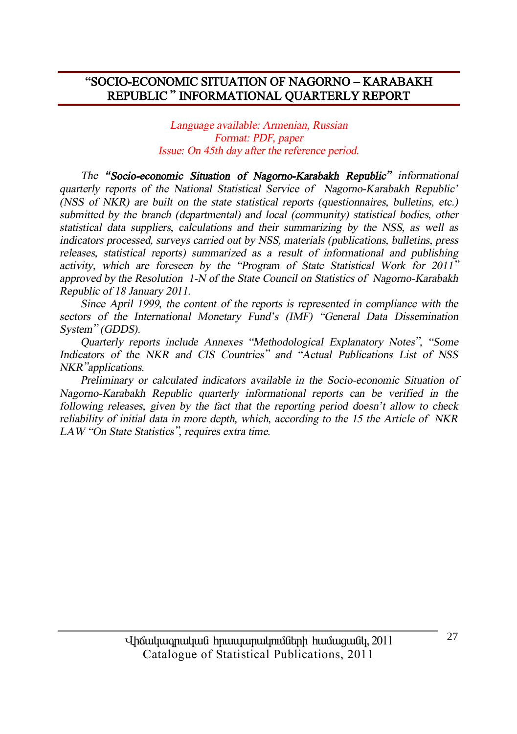## "SOCIO-ECONOMIC SITUATION OF NAGORNO – KARABAKH REPUBLIC " INFORMATIONAL QUARTERLY REPORT

*Language available: Armenian, Russian*
*Format: PDF, paper*
*Issue: On 45th day after the reference period.*

*The* ***"Socio-economic Situation of Nagorno-Karabakh Republic"*** *informational quarterly reports of the National Statistical Service of Nagorno-Karabakh Republic' (NSS of NKR) are built on the state statistical reports (questionnaires, bulletins, etc.) submitted by the branch (departmental) and local (community) statistical bodies, other statistical data suppliers, calculations and their summarizing by the NSS, as well as indicators processed, surveys carried out by NSS, materials (publications, bulletins, press releases, statistical reports) summarized as a result of informational and publishing activity, which are foreseen by the "Program of State Statistical Work for 2011" approved by the Resolution 1-N of the State Council on Statistics of Nagorno-Karabakh Republic of 18 January 2011.*

*Since April 1999, the content of the reports is represented in compliance with the sectors of the International Monetary Fund's (IMF) "General Data Dissemination System" (GDDS).*

*Quarterly reports include Annexes "Methodological Explanatory Notes", "Some Indicators of the NKR and CIS Countries" and "Actual Publications List of NSS NKR"applications.*

*Preliminary or calculated indicators available in the Socio-economic Situation of Nagorno-Karabakh Republic quarterly informational reports can be verified in the following releases, given by the fact that the reporting period doesn't allow to check reliability of initial data in more depth, which, according to the 15 the Article of NKR LAW "On State Statistics", requires extra time.*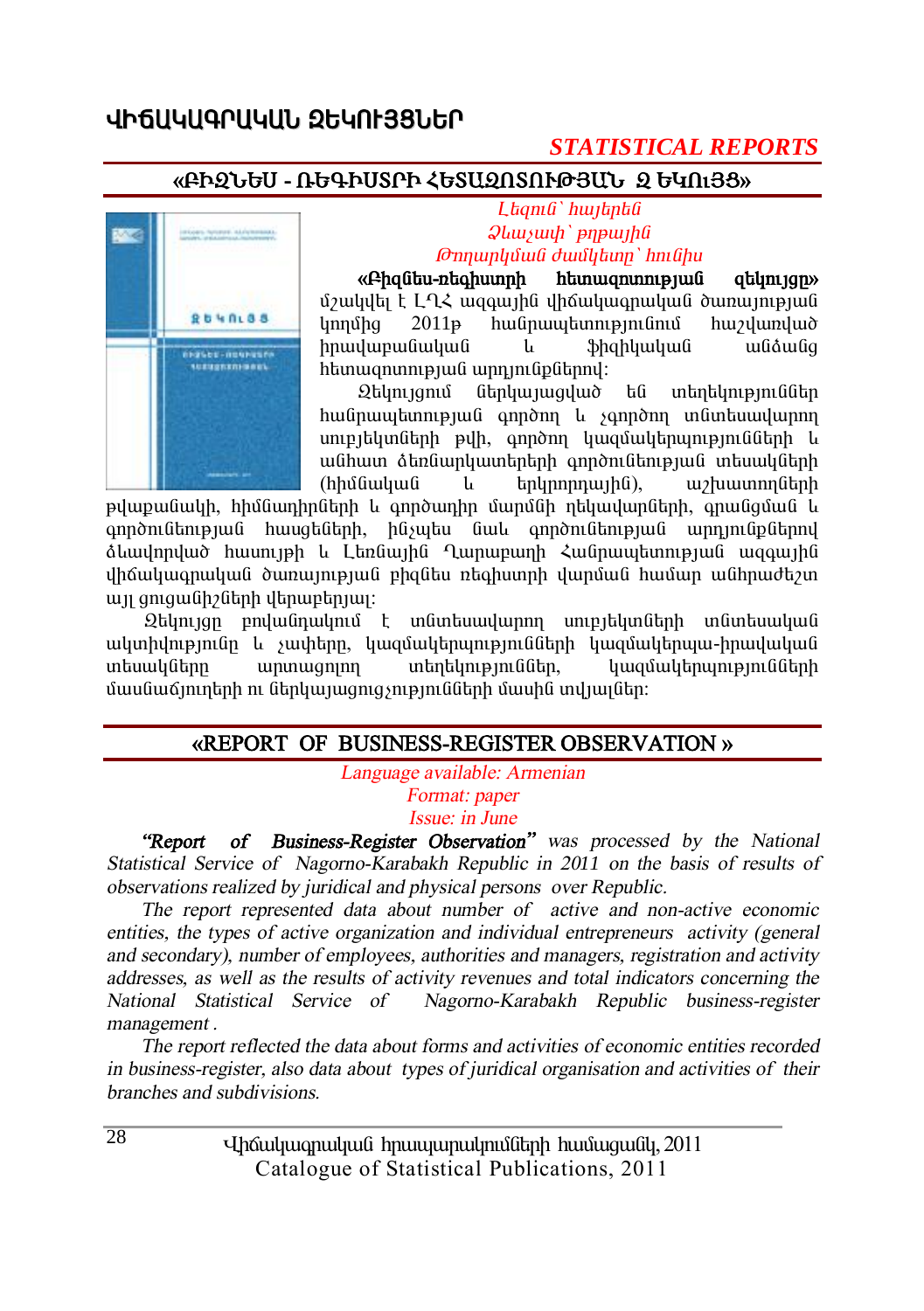## ՎԻՃԱԿԱԳՐԱԿԱՆ ԶԵԿՈՒՅՑՆԵՐ

*STATISTICAL REPORTS*

### «ԲԻԶՆԵՍ - ՌԵԳԻՍՏՐԻ ՀԵՏԱԶՈՏՈՒԹՅԱՆ ԶԵԿՈՒՅՑ»

*Լեզուն՝ հայերեն*
*Ձևաչափ՝ թղթային*
*Թողարկման ժամկետը՝ հունիս*

**«Բիզնես-ռեգիստրի հետազոտության զեկույցը»** մշակվել է ԼՂՀ ազգային վիճակագրական ծառայության կողմից 2011թ հանրապետությունում հաշվառված իրավաբանական և ֆիզիկական անձանց հետազոտության արդյունքներով:

Զեկույցում ներկայացված են տեղեկություններ հանրապետության գործող և չգործող տնտեսավարող սուբյեկտների թվի, գործող կազմակերպությունների և անհատ ձեռնարկատերերի գործունեության տեսակների (հիմնական և երկրորդային), աշխատողների թվաքանակի, հիմնադիրների և գործադիր մարմնի ղեկավարների, գրանցման և գործունեության հասցեների, ինչպես նաև գործունեության արդյունքներով ձևավորված հասույթի և Լեռնային Ղարաբաղի Հանրապետության ազգային վիճակագրական ծառայության բիզնես ռեգիստրի վարման համար անհրաժեշտ այլ ցուցանիշների վերաբերյալ:

Զեկույցը բովանդակում է տնտեսավարող սուբյեկտների տնտեսական ակտիվությունը և չափերը, կազմակերպությունների կազմակերպա-իրավական տեսակները արտացոլող տեղեկություններ, կազմակերպությունների մասնաճյուղերի ու ներկայացուցչությունների մասին տվյալներ:

### «REPORT OF BUSINESS-REGISTER OBSERVATION »

*Language available: Armenian*
*Format: paper*
*Issue: in June*

***"Report of Business-Register Observation"*** *was processed by the National Statistical Service of Nagorno-Karabakh Republic in 2011 on the basis of results of observations realized by juridical and physical persons over Republic.*

*The report represented data about number of active and non-active economic entities, the types of active organization and individual entrepreneurs activity (general and secondary), number of employees, authorities and managers, registration and activity addresses, as well as the results of activity revenues and total indicators concerning the National Statistical Service of Nagorno-Karabakh Republic business-register management .*

*The report reflected the data about forms and activities of economic entities recorded in business-register, also data about types of juridical organisation and activities of their branches and subdivisions.*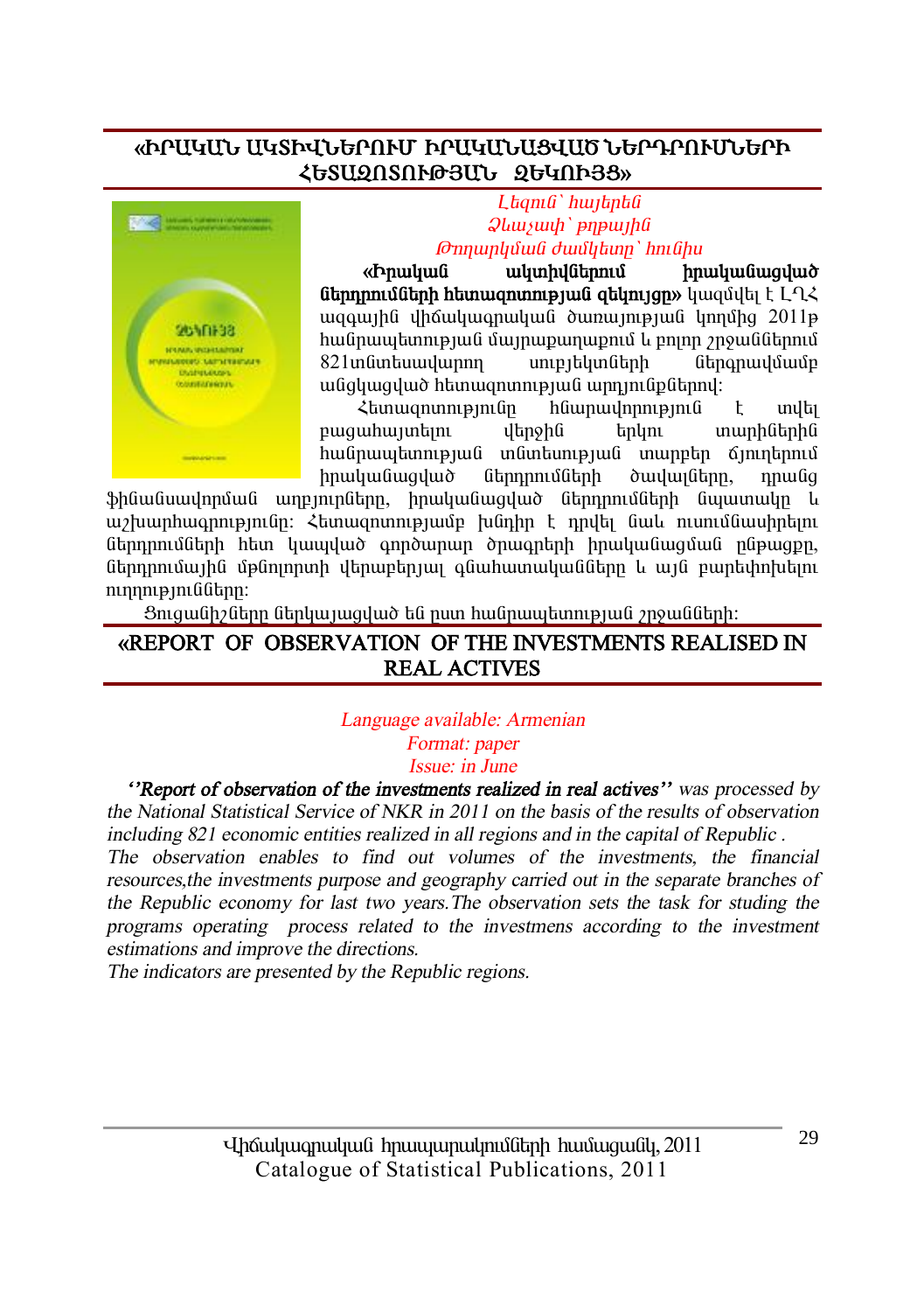## «ԻՐԱԿԱՆ ԱԿՏԻՎՆԵՐՈՒՄ ԻՐԱԿԱՆԱՑՎԱԾ ՆԵՐԴՐՈՒՄՆԵՐԻ ՀԵՏԱԶՈՏՈՒԹՅԱՆ ԶԵԿՈՒՅՑ»

*Լեզուն՝ հայերեն*
*Ձևաչափ՝ թղթային*
*Թողարկման ժամկետը՝ հունիս*

**«Իրական ակտիվներում իրականացված ներդրումների հետազոտության զեկույցը»** կազմվել է ԼՂՀ ազգային վիճակագրական ծառայության կողմից 2011թ հանրապետության մայրաքաղաքում և բոլոր շրջաններում 821տնտեսավարող սուբյեկտների ներգրավմամբ անցկացված հետազոտության արդյունքներով:

Հետազոտությունը հնարավորություն է տվել բացահայտելու վերջին երկու տարիներին հանրապետության տնտեսության տարբեր ճյուղերում իրականացված ներդրումների ծավալները, դրանց ֆինանսավորման աղբյուրները, իրականացված ներդրումների նպատակը և աշխարհագրությունը: Հետազոտությամբ խնդիր է դրվել նաև ուսումնասիրելու ներդրումների հետ կապված գործարար ծրագրերի իրականացման ընթացքը, ներդրումային մթնոլորտի վերաբերյալ գնահատականները և այն բարելավելու ուղղությունները:

Ցուցանիշները ներկայացված են ըստ հանրապետության շրջանների:

## «REPORT OF OBSERVATION OF THE INVESTMENTS REALISED IN REAL ACTIVES»

*Language available: Armenian*
*Format: paper*
*Issue: in June*

*"**Report of observation of the investments realized in real actives**" was processed by the National Statistical Service of NKR in 2011 on the basis of the results of observation including 821 economic entities realized in all regions and in the capital of Republic .*
*The observation enables to find out volumes of the investments, the financial resources,the investments purpose and geography carried out in the separate branches of the Republic economy for last two years.The observation sets the task for studing the programs operating process related to the investmens according to the investment estimations and improve the directions.*
*The indicators are presented by the Republic regions.*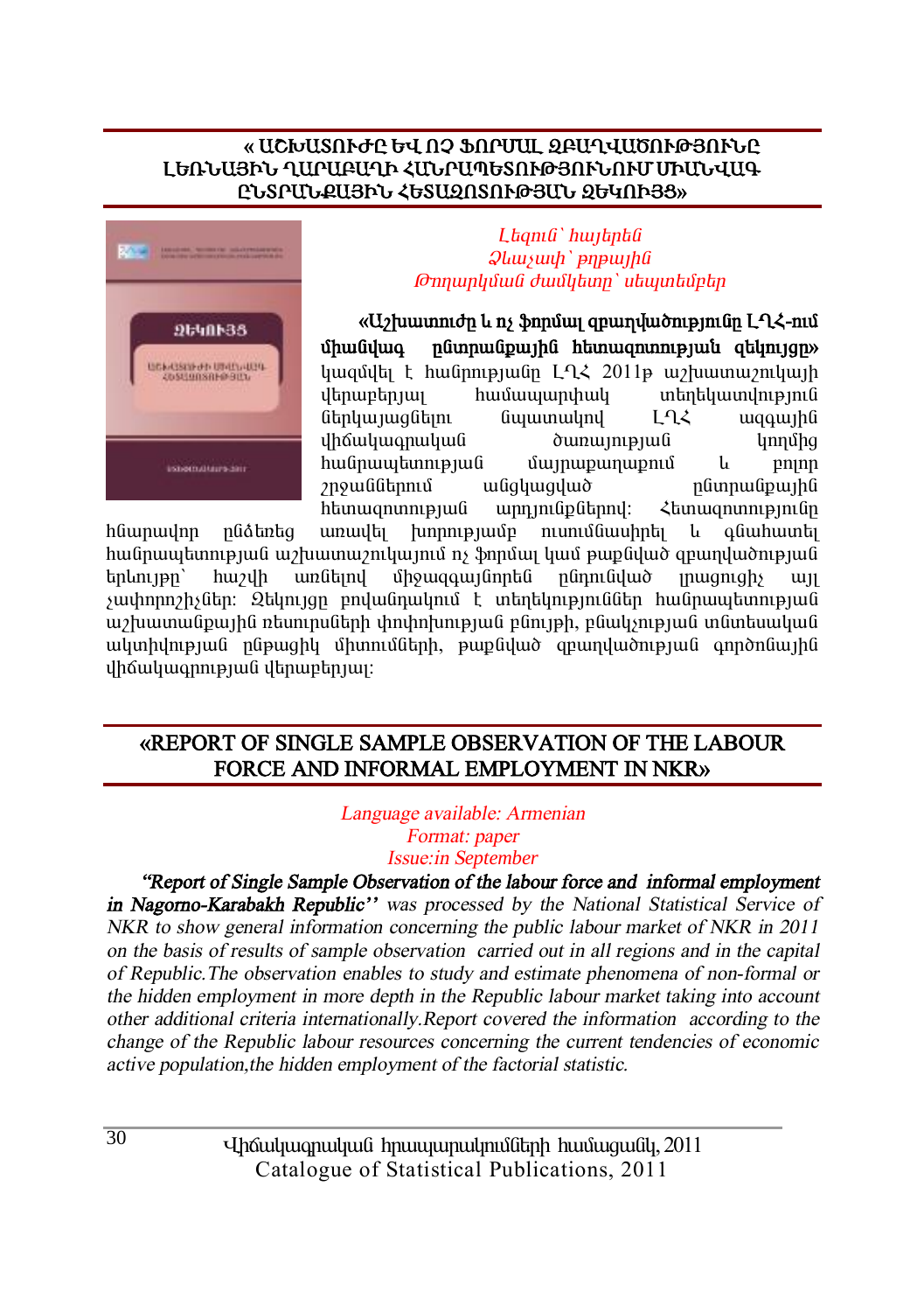## « ԱՇԽԱՏՈՒԺԸ ԵՎ ՈՉ ՖՈՐՄԱԼ ԶԲԱՂՎԱԾՈՒԹՅՈՒՆԸ ԼԵՌՆԱՅԻՆ ՂԱՐԱԲԱՂԻ ՀԱՆՐԱՊԵՏՈՒԹՅՈՒՆՈՒՄ ՄԻԱՆՎԱԳ ԸՆՏՐԱՆՔԱՅԻՆ ՀԵՏԱԶՈՏՈՒԹՅԱՆ ԶԵԿՈՒՅՑ»

*Լեզուն՝ հայերեն*
*Ձևաչափ՝ թղթային*
*Թողարկման ժամկետը՝ սեպտեմբեր*

**«Աշխատուժը և ոչ ֆորմալ զբաղվածությունը ԼՂՀ-ում միանվագ ընտրանքային հետազոտության զեկույցը»** կազմվել է հանրության ԼՂՀ 2011թ աշխատաշուկայի վերաբերյալ համապարփակ տեղեկատվություն ներկայացնելու նպատակով ԼՂՀ ազգային վիճակագրական ծառայության կողմից հանրապետության մայրաքաղաքում և բոլոր շրջաններում անցկացված ընտրանքային հետազոտության արդյունքներով: Հետազոտությունը հնարավոր ընձեռեց առավել խորությամբ ուսումնասիրել և գնահատել հանրապետության աշխատաշուկայում ոչ ֆորմալ կամ թաքնված զբաղվածության երևույթը՝ հաշվի առնելով միջազգայնորեն ընդունված լրացուցիչ այլ չափորոշիչներ: Զեկույցը բովանդակում է տեղեկություններ հանրապետության աշխատանքային ռեսուրսների փոփոխության բնույթի, բնակչության տնտեսական ակտիվության ընթացիկ միտումների, թաքնված զբաղվածության գործոնային վիճակագրության վերաբերյալ:

## «REPORT OF SINGLE SAMPLE OBSERVATION OF THE LABOUR FORCE AND INFORMAL EMPLOYMENT IN NKR»

*Language available: Armenian*
*Format: paper*
*Issue:in September*

***"Report of Single Sample Observation of the labour force and informal employment in Nagorno-Karabakh Republic"*** *was processed by the National Statistical Service of NKR to show general information concerning the public labour market of NKR in 2011 on the basis of results of sample observation carried out in all regions and in the capital of Republic.The observation enables to study and estimate phenomena of non-formal or the hidden employment in more depth in the Republic labour market taking into account other additional criteria internationally.Report covered the information according to the change of the Republic labour resources concerning the current tendencies of economic active population,the hidden employment of the factorial statistic.*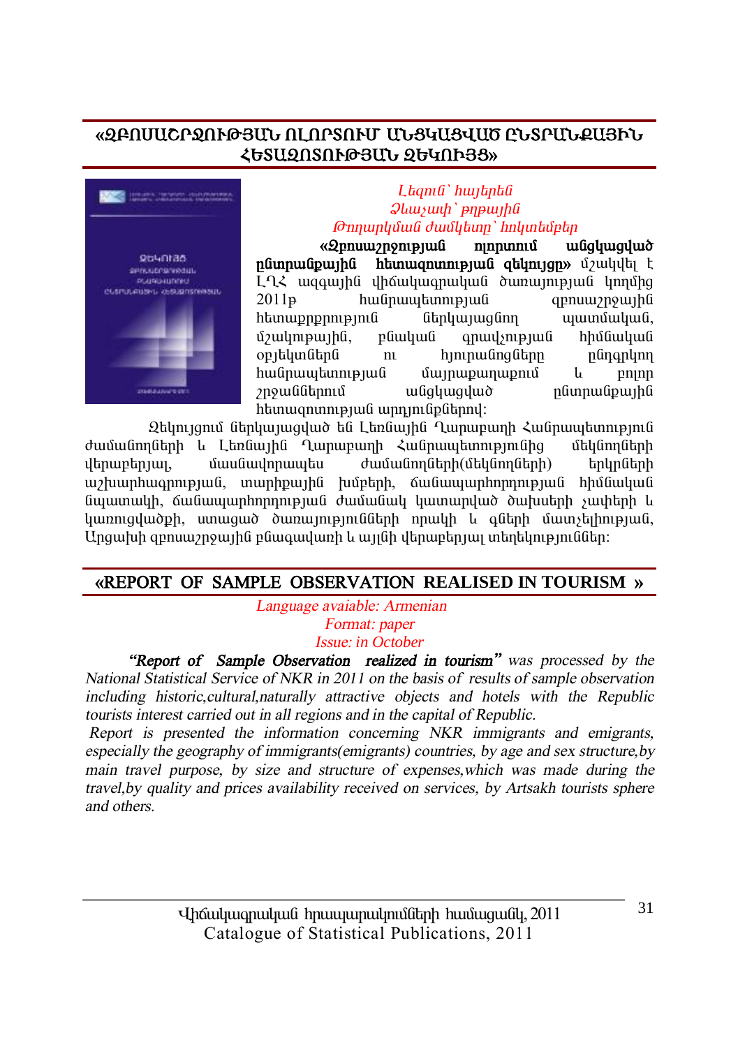## «ԶԲՈՍԱՇՐՋՈՒԹՅԱՆ ՈԼՈՐՏՈՒՄ ԱՆՑԿԱՑՎԱԾ ԸՆՏՐԱՆՔԱՅԻՆ ՀԵՏԱԶՈՏՈՒԹՅԱՆ ԶԵԿՈՒՅՑ»

*Լեզուն՝ հայերեն*
*Ձևաչափի՝ թղթային*
*Թողարկման ժամկետը՝ հոկտեմբեր*

**«Զբոսաշրջության ոլորտում անցկացված ընտրանքային հետազոտության զեկույցը»** մշակվել է ԼՂՀ ազգային վիճակագրական ծառայության կողմից 2011թ հանրապետության զբոսաշրջային հետաքրքրություն ներկայացնող պատմական, մշակութային, բնական գրավչության հիմնական օբյեկտներն ու հյուրանոցները ընդգրկող հանրապետության մայրաքաղաքում և բոլոր շրջաններում անցկացված ընտրանքային հետազոտության արդյունքներով:

Զեկույցում ներկայացված են Լեռնային Ղարաբաղի Հանրապետություն ժամանողների և Լեռնային Ղարաբաղի Հանրապետությունից մեկնողների վերաբերյալ, մասնավորապես ժամանողների(մեկնողների) երկրների աշխարհագրության, տարիքային խմբերի, ճանապարհորդության հիմնական նպատակի, ճանապարհորդության ժամանակ կատարված ծախսերի չափերի և կառուցվածքի, ստացած ծառայությունների որակի և գների մատչելիության, Արցախի զբոսաշրջային բնագավառի և այլնի վերաբերյալ տեղեկություններ:

## «REPORT OF SAMPLE OBSERVATION REALISED IN TOURISM »

*Language avaiable: Armenian*
*Format: paper*
*Issue: in October*

***"Report of Sample Observation realized in tourism"*** *was processed by the National Statistical Service of NKR in 2011 on the basis of results of sample observation including historic,cultural,naturally attractive objects and hotels with the Republic tourists interest carried out in all regions and in the capital of Republic.*

*Report is presented the information concerning NKR immigrants and emigrants, especially the geography of immigrants(emigrants) countries, by age and sex structure,by main travel purpose, by size and structure of expenses,which was made during the travel,by quality and prices availability received on services, by Artsakh tourists sphere and others.*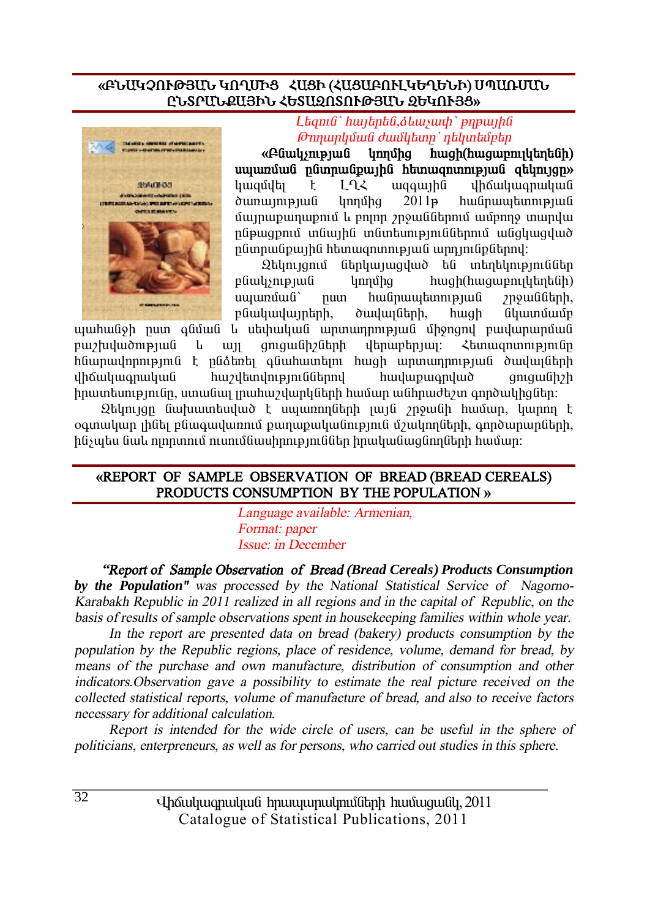## «ԲՆԱԿՉՈՒԹՅԱՆ ԿՈՂՄԻՑ ՀԱՑԻ (ՀԱՑԱԲՈՒԼԿԵՂԵՆԻ) ՍՊԱՌՄԱՆ ԸՆՏՐԱՆՔԱՅԻՆ ՀԵՏԱԶՈՏՈՒԹՅԱՆ ԶԵԿՈՒՅՑ»

*Լեզուն՝ հայերեն,ձևաչափ՝ թղթային*
*Թողարկման ժամկետը՝ դեկտեմբեր*

**«Բնակչության կողմից հացի(հացաբուլկեղենի) սպառման ընտրանքային հետազոտության զեկույցը»** կազմվել է ԼՂՀ ազգային վիճակագրական ծառայության կողմից 2011թ հանրապետության մայրաքաղաքում և բոլոր շրջաններում ամբողջ տարվա ընթացքում տնային տնտեսություններում անցկացված ընտրանքային հետազոտության արդյունքներով:

Զեկույցում ներկայացված են տեղեկություններ բնակչության կողմից հացի(հացաբուլկեղենի) սպառման՝ ըստ հանրապետության շրջանների, բնակավայրերի, ծավալների, հացի նկատմամբ պահանջի ըստ գնման և սեփական արտադրության միջոցով բավարարման բաշխվածության և այլ ցուցանիշների վերաբերյալ: Հետազոտությունը հնարավորություն է ընձեռել գնահատելու հացի արտադրության ծավալների վիճակագրական հաշվետվություններով հավաքագրված ցուցանիշի իրատեսությունը, ստանալ լրահաշվարկների համար անհրաժեշտ գործակիցներ:

Զեկույցը նախատեսված է սպառողների լայն շրջանի համար, կարող է օգտակար լինել բնագավառում քաղաքականություն մշակողների, գործարարների, ինչպես նաև ոլորտում ուսումնասիրություններ իրականացնողների համար:

## «REPORT OF SAMPLE OBSERVATION OF BREAD (BREAD CEREALS) PRODUCTS CONSUMPTION BY THE POPULATION »

*Language available: Armenian,*
*Format: paper*
*Issue: in December*

***"Report of Sample Observation of Bread (Bread Cereals) Products Consumption by the Population"*** *was processed by the National Statistical Service of Nagorno-Karabakh Republic in 2011 realized in all regions and in the capital of Republic, on the basis of results of sample observations spent in housekeeping families within whole year.*

*In the report are presented data on bread (bakery) products consumption by the population by the Republic regions, place of residence, volume, demand for bread, by means of the purchase and own manufacture, distribution of consumption and other indicators.Observation gave a possibility to estimate the real picture received on the collected statistical reports, volume of manufacture of bread, and also to receive factors necessary for additional calculation.*

*Report is intended for the wide circle of users, can be useful in the sphere of politicians, enterpreneurs, as well as for persons, who carried out studies in this sphere.*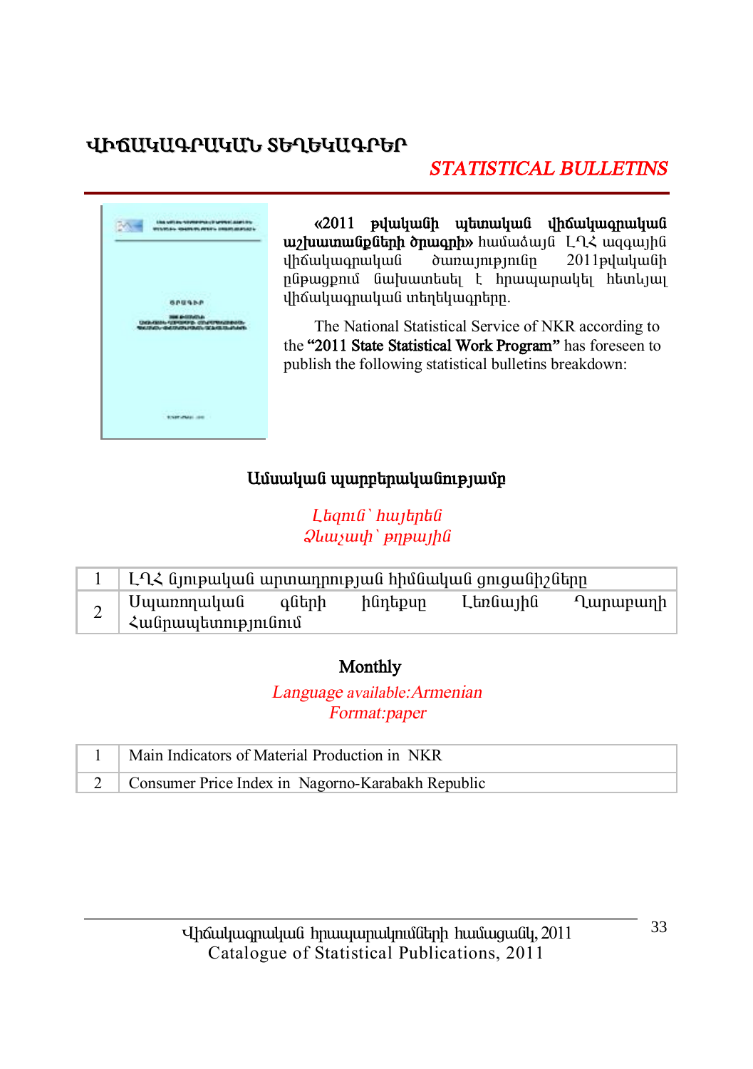## ՎԻՃԱԿԱԳՐԱԿԱՆ ՏԵՂԵԿԱԳՐԵՐ

## *STATISTICAL BULLETINS*

**«2011 թվականի պետական վիճակագրական աշխատանքների ծրագրի»** համաձայն ԼՂՀ ազգային վիճակագրական ծառայությունը 2011թվականի ընթացքում նախատեսել է հրապարակել հետևյալ վիճակագրական տեղեկագրերը.

The National Statistical Service of NKR according to the **"2011 State Statistical Work Program"** has foreseen to publish the following statistical bulletins breakdown:

### Ամսական պարբերականությամբ

*Լեզուն՝ հայերեն*
*Ձևաչափ՝ թղթային*

| | |
|---|---|
| 1 | ԼՂՀ նյութական արտադրության հիմնական ցուցանիշները |
| 2 | Սպառողական գների ինդեքսը Լեռնային Ղարաբաղի Հանրապետությունում |

### Monthly

*Language available:Armenian*
*Format:paper*

| | |
|---|---|
| 1 | Main Indicators of Material Production in NKR |
| 2 | Consumer Price Index in Nagorno-Karabakh Republic |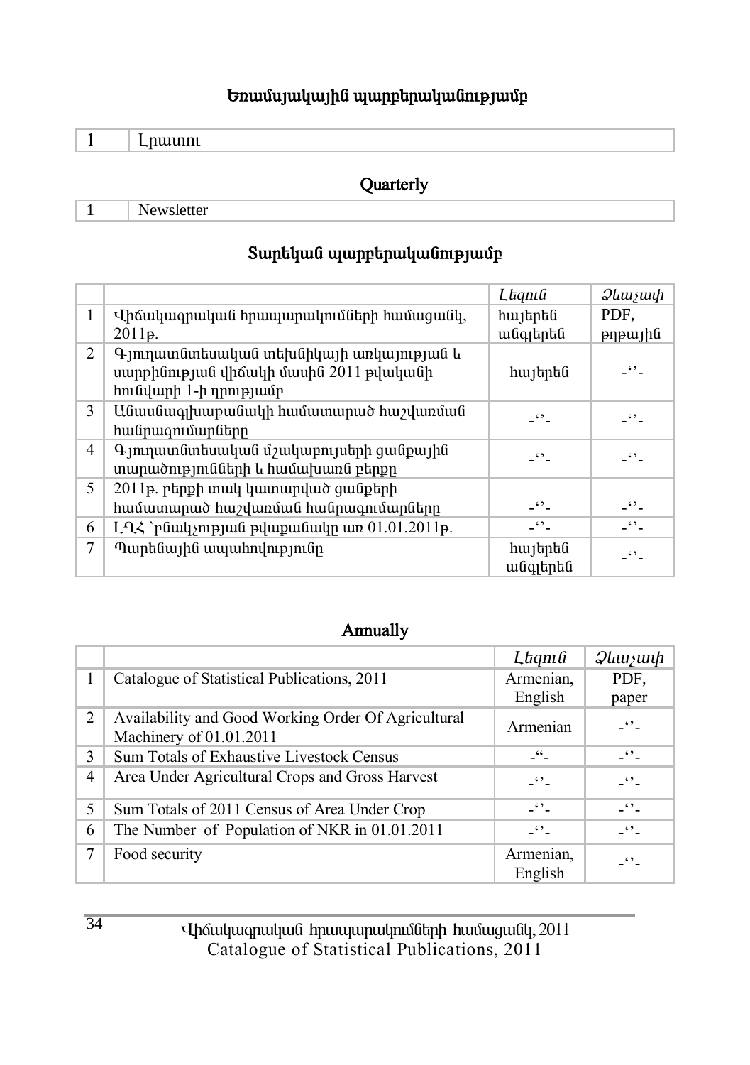## Եռամսյակային պարբերականությամբ

| 1 | Լրատու |
|---|---|

## Quarterly

| 1 | Newsletter |
|---|---|

## Տարեկան պարբերականությամբ

| | | Լեզուն | Ձևաչափ |
|---|---|---|---|
| 1 | Վիճակագրական հրապարակումների համացանկ, 2011թ. | հայերեն անգլերեն | PDF, թղթային |
| 2 | Գյուղատնտեսական տեխնիկայի առկայության և սարքինության վիճակի մասին 2011 թվականի հունվարի 1-ի դրությամբ | հայերեն | -‘’- |
| 3 | Անասնագլխաքանակի համատարած հաշվառման հանրագումարները | -‘’- | -‘’- |
| 4 | Գյուղատնտեսական մշակաբույսերի ցանքային տարածությունների և համախառն բերքը | -‘’- | -‘’- |
| 5 | 2011թ. բերքի տակ կատարված ցանքերի համատարած հաշվառման հանրագումարները | -‘’- | -‘’- |
| 6 | ԼՂՀ `բնակչության թվաքանակը առ 01.01.2011թ. | -‘’- | -‘’- |
| 7 | Պարենային ապահովությունը | հայերեն անգլերեն | -‘’- |

## Annually

| | | Լեզուն | Ձևաչափ |
|---|---|---|---|
| 1 | Catalogue of Statistical Publications, 2011 | Armenian, English | PDF, paper |
| 2 | Availability and Good Working Order Of Agricultural Machinery of 01.01.2011 | Armenian | -‘’- |
| 3 | Sum Totals of Exhaustive Livestock Census | -“- | -‘’- |
| 4 | Area Under Agricultural Crops and Gross Harvest | -‘’- | -‘’- |
| 5 | Sum Totals of 2011 Census of Area Under Crop | -‘’- | -‘’- |
| 6 | The Number of Population of NKR in 01.01.2011 | -‘’- | -‘’- |
| 7 | Food security | Armenian, English | -‘’- |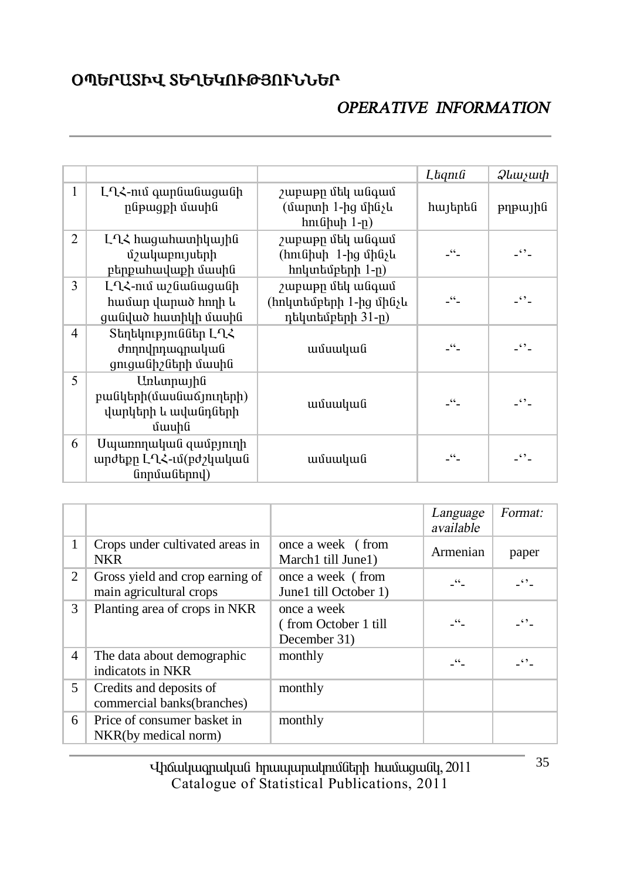## ՕՊԵՐԱՏԻՎ ՏԵՂԵԿՈՒԹՅՈՒՆՆԵՐ

## *OPERATIVE INFORMATION*

| | | | *Լեզուն* | *Ձևաչափ* |
|---|---|---|---|---|
| 1 | ԼՂՀ-ում գարնանացանի ընթացքի մասին | շաբաթը մեկ անգամ (մարտի 1-ից մինչև հունիսի 1-ը) | հայերեն | թղթային |
| 2 | ԼՂՀ հացահատիկային մշակաբույսերի բերքահավաքի մասին | շաբաթը մեկ անգամ (հունիսի 1-ից մինչև հոկտեմբերի 1-ը) | -“- | -‘’- |
| 3 | ԼՂՀ-ում աշնանացանի համար վարած հողի և ցանված հատիկի մասին | շաբաթը մեկ անգամ (հոկտեմբերի 1-ից մինչև դեկտեմբերի 31-ը) | -“- | -‘’- |
| 4 | Տեղեկություններ ԼՂՀ ժողովրդագրական ցուցանիշների մասին | ամսական | -“- | -‘’- |
| 5 | Առևտրային բանկերի(մասնաճյուղերի) վարկերի և ավանդների մասին | ամսական | -“- | -‘’- |
| 6 | Սպառողական զամբյուղի արժեքը ԼՂՀ-ում(բժշկական նորմաներով) | ամսական | -“- | -‘’- |

| | | | *Language available* | *Format:* |
|---|---|---|---|---|
| 1 | Crops under cultivated areas in NKR | once a week ( from March1 till June1) | Armenian | paper |
| 2 | Gross yield and crop earning of main agricultural crops | once a week ( from June1 till October 1) | -“- | -‘’- |
| 3 | Planting area of crops in NKR | once a week ( from October 1 till December 31) | -“- | -‘’- |
| 4 | The data about demographic indicatots in NKR | monthly | -“- | -‘’- |
| 5 | Credits and deposits of commercial banks(branches) | monthly | | |
| 6 | Price of consumer basket in NKR(by medical norm) | monthly | | |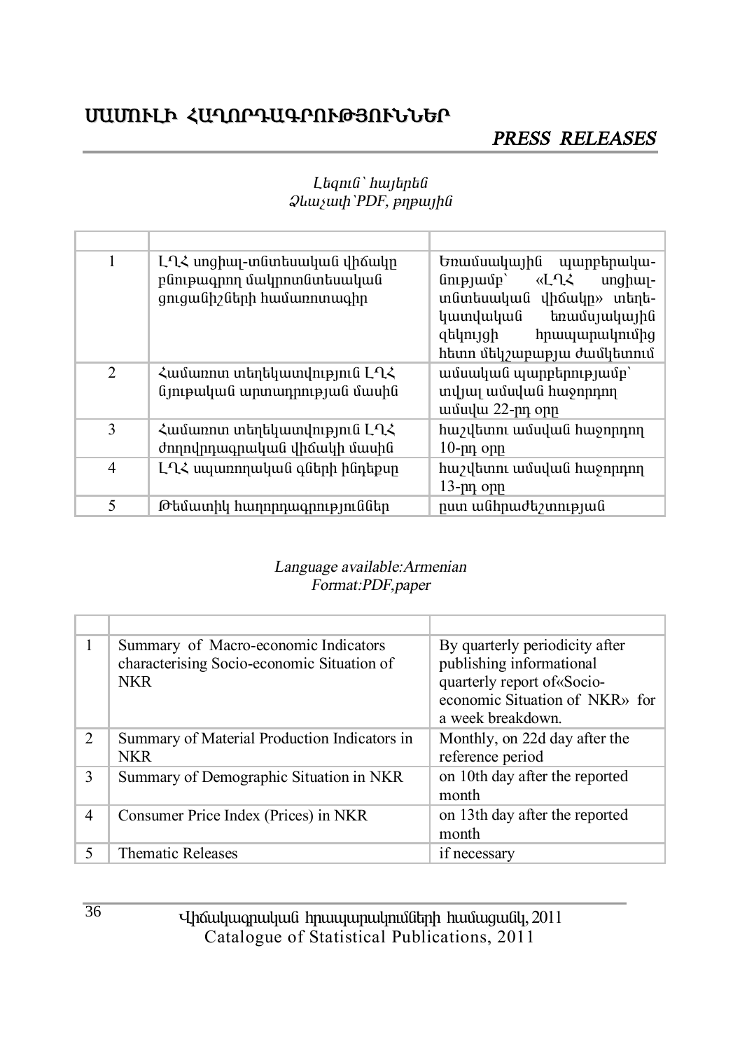# ՄԱՄՈՒԼԻ ՀԱՂՈՐԴԱԳՐՈՒԹՅՈՒՆՆԵՐ

## PRESS RELEASES

*Լեզուն՝ հայերեն*
*Ձևաչափ՝PDF, թղթային*

| | | |
|---|---|---|
| 1 | ԼՂՀ սոցիալ-տնտեսական վիճակը բնութագրող մակրոտնտեսական ցուցանիշների համառոտագիր | Եռամսակային պարբերականությամբ՝ «ԼՂՀ սոցիալ-տնտեսական վիճակը» տեղեկատվական եռամսյակային զեկույցի հրապարակումից հետո մեկշաբաթյա ժամկետում |
| 2 | Համառոտ տեղեկատվություն ԼՂՀ նյութական արտադրության մասին | ամսական պարբերությամբ՝ տվյալ ամսվան հաջորդող ամսվա 22-րդ օրը |
| 3 | Համառոտ տեղեկատվություն ԼՂՀ ժողովրդագրական վիճակի մասին | հաշվետու ամսվան հաջորդող 10-րդ օրը |
| 4 | ԼՂՀ սպառողական գների ինդեքսը | հաշվետու ամսվան հաջորդող 13-րդ օրը |
| 5 | Թեմատիկ հաղորդագրություններ | ըստ անհրաժեշտության |

*Language available:Armenian*
*Format:PDF,paper*

| | | |
|---|---|---|
| 1 | Summary of Macro-economic Indicators characterising Socio-economic Situation of NKR | By quarterly periodicity after publishing informational quarterly report of«Socio-economic Situation of NKR» for a week breakdown. |
| 2 | Summary of Material Production Indicators in NKR | Monthly, on 22d day after the reference period |
| 3 | Summary of Demographic Situation in NKR | on 10th day after the reported month |
| 4 | Consumer Price Index (Prices) in NKR | on 13th day after the reported month |
| 5 | Thematic Releases | if necessary |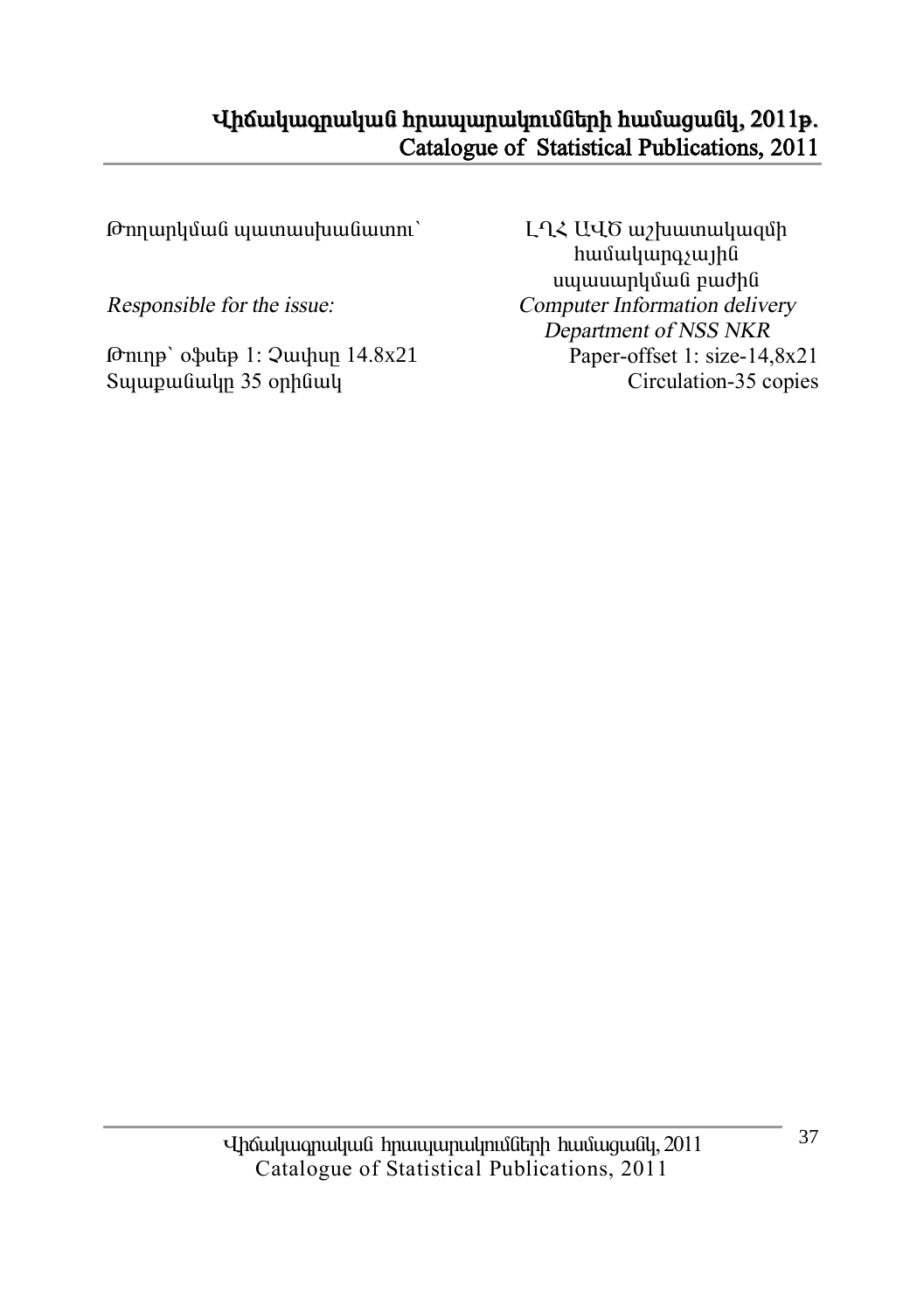Թողարկման պատասխանատու՝ ԼՂՀ ԱՎԾ աշխատակազմի համակարգչային սպասարկման բաժին

*Responsible for the issue:* *Computer Information delivery Department of NSS NKR*

Թուղթ՝ օֆսեթ 1: Չափսը 14.8x21 Paper-offset 1: size-14,8x21

Տպաքանակը 35 օրինակ Circulation-35 copies